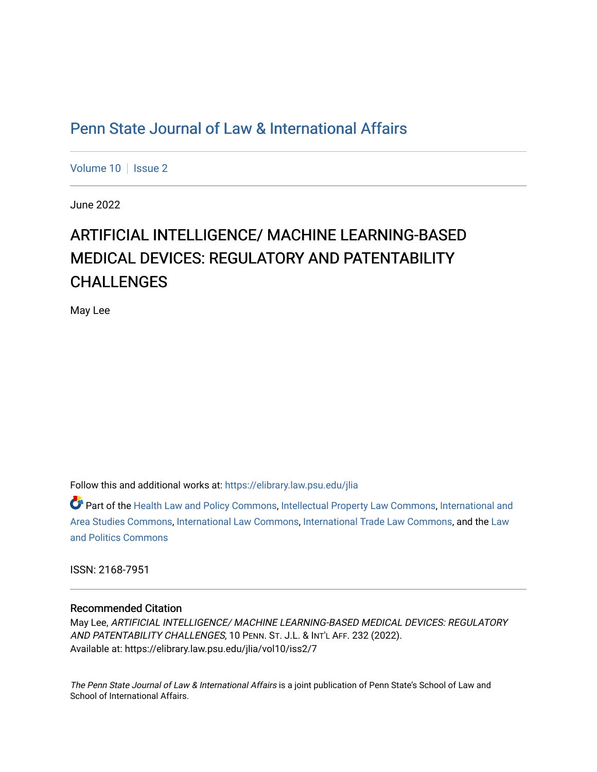# Penn State Journal of Law & International Affairs

Volume 10 | Issue 2

June 2022

## ARTIFICIAL INTELLIGENCE/ MACHINE LEARNING-BASED MEDICAL DEVICES: REGULATORY AND PATENTABILITY CHALLENGES

May Lee

Follow this and additional works at: https://elibrary.law.psu.edu/jlia

Part of the Health Law and Policy Commons, Intellectual Property Law Commons, International and Area Studies Commons, International Law Commons, International Trade Law Commons, and the Law and Politics Commons

ISSN: 2168-7951

### Recommended Citation

May Lee, *ARTIFICIAL INTELLIGENCE/ MACHINE LEARNING-BASED MEDICAL DEVICES: REGULATORY AND PATENTABILITY CHALLENGES*, 10 PENN. ST. J.L. & INT'L AFF. 232 (2022).
Available at: https://elibrary.law.psu.edu/jlia/vol10/iss2/7

*The Penn State Journal of Law & International Affairs* is a joint publication of Penn State's School of Law and School of International Affairs.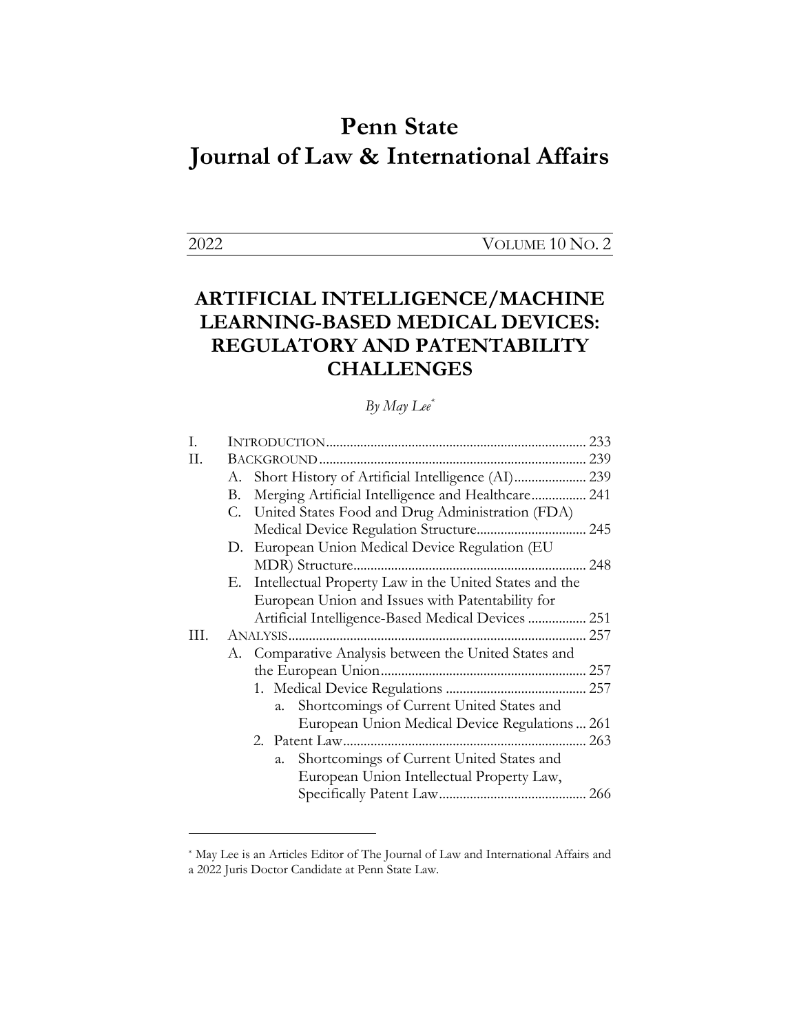# Penn State Journal of Law & International Affairs

2022 VOLUME 10 NO. 2

## ARTIFICIAL INTELLIGENCE/MACHINE LEARNING-BASED MEDICAL DEVICES: REGULATORY AND PATENTABILITY CHALLENGES

*By May Lee*[*]

I. INTRODUCTION ........................................................................ 233

II. BACKGROUND ........................................................................ 239

  A. Short History of Artificial Intelligence (AI) ..................... 239

  B. Merging Artificial Intelligence and Healthcare ................ 241

  C. United States Food and Drug Administration (FDA) Medical Device Regulation Structure ................................ 245

  D. European Union Medical Device Regulation (EU MDR) Structure .................................................................. 248

  E. Intellectual Property Law in the United States and the European Union and Issues with Patentability for Artificial Intelligence-Based Medical Devices ................. 251

III. ANALYSIS ........................................................................ 257

  A. Comparative Analysis between the United States and the European Union ............................................................ 257

    1. Medical Device Regulations ......................................... 257

      a. Shortcomings of Current United States and European Union Medical Device Regulations ... 261

    2. Patent Law ...................................................................... 263

      a. Shortcomings of Current United States and European Union Intellectual Property Law, Specifically Patent Law ........................................... 266

---

[*] May Lee is an Articles Editor of The Journal of Law and International Affairs and a 2022 Juris Doctor Candidate at Penn State Law.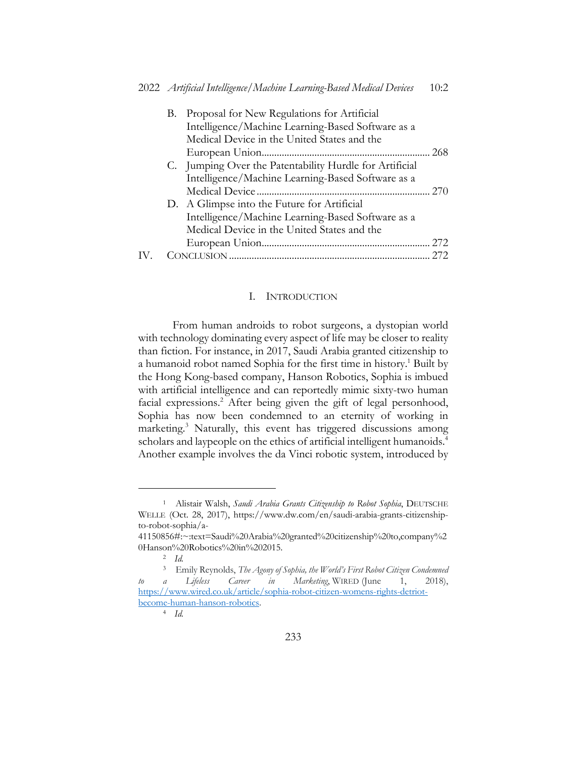B. Proposal for New Regulations for Artificial Intelligence/Machine Learning-Based Software as a Medical Device in the United States and the European Union .................................................................. 268

C. Jumping Over the Patentability Hurdle for Artificial Intelligence/Machine Learning-Based Software as a Medical Device .................................................................. 270

D. A Glimpse into the Future for Artificial Intelligence/Machine Learning-Based Software as a Medical Device in the United States and the European Union .................................................................. 272

IV. CONCLUSION .................................................................. 272

## I. INTRODUCTION

From human androids to robot surgeons, a dystopian world with technology dominating every aspect of life may be closer to reality than fiction. For instance, in 2017, Saudi Arabia granted citizenship to a humanoid robot named Sophia for the first time in history.[1] Built by the Hong Kong-based company, Hanson Robotics, Sophia is imbued with artificial intelligence and can reportedly mimic sixty-two human facial expressions.[2] After being given the gift of legal personhood, Sophia has now been condemned to an eternity of working in marketing.[3] Naturally, this event has triggered discussions among scholars and laypeople on the ethics of artificial intelligent humanoids.[4] Another example involves the da Vinci robotic system, introduced by

---

[1] Alistair Walsh, *Saudi Arabia Grants Citizenship to Robot Sophia*, DEUTSCHE WELLE (Oct. 28, 2017), https://www.dw.com/en/saudi-arabia-grants-citizenship-to-robot-sophia/a-41150856#:~:text=Saudi%20Arabia%20granted%20citizenship%20to,company%20Hanson%20Robotics%20in%202015.

[2] *Id.*

[3] Emily Reynolds, *The Agony of Sophia, the World's First Robot Citizen Condemned to a Lifeless Career in Marketing*, WIRED (June 1, 2018), https://www.wired.co.uk/article/sophia-robot-citizen-womens-rights-detriot-become-human-hanson-robotics.

[4] *Id.*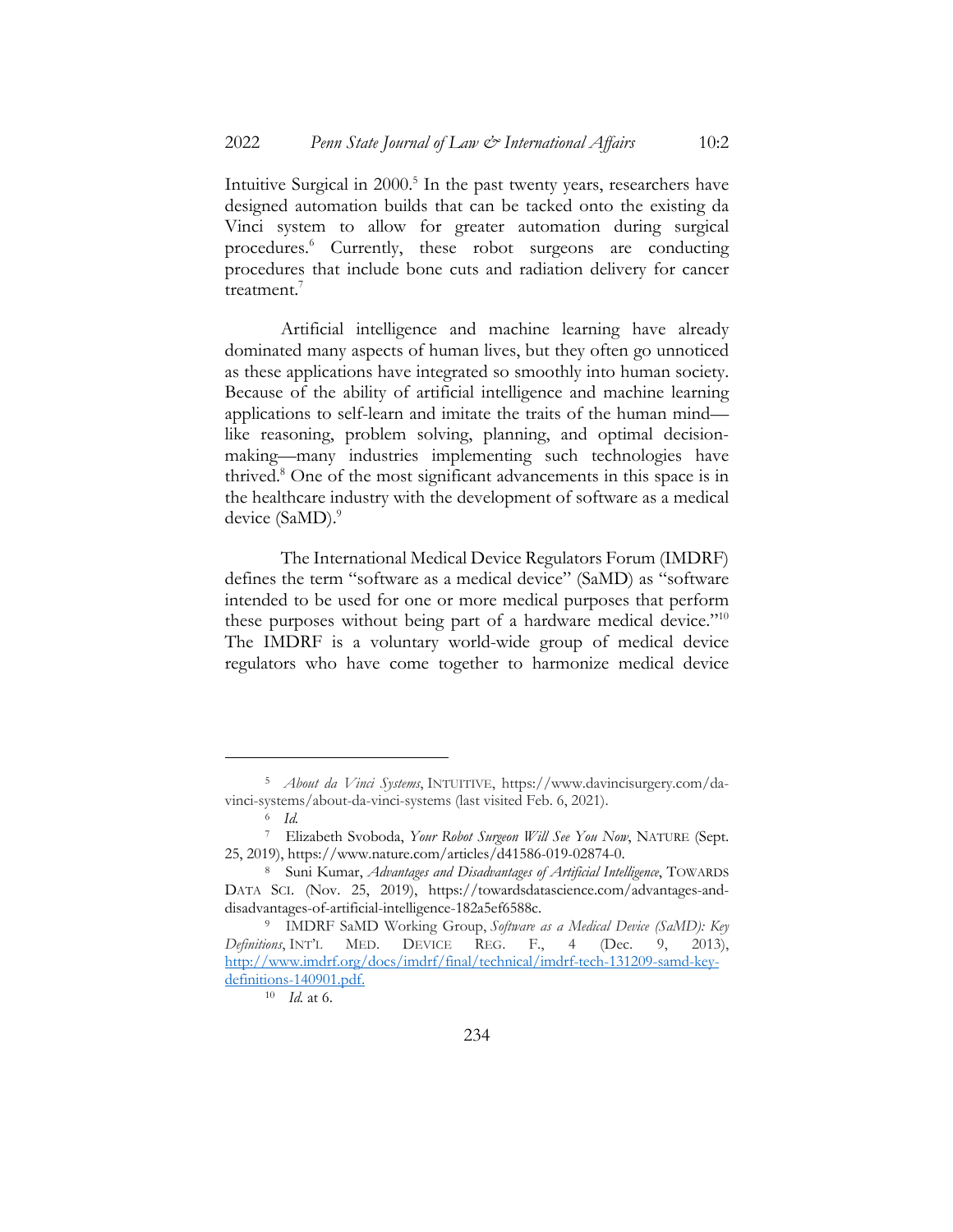Intuitive Surgical in 2000.[5] In the past twenty years, researchers have designed automation builds that can be tacked onto the existing da Vinci system to allow for greater automation during surgical procedures.[6] Currently, these robot surgeons are conducting procedures that include bone cuts and radiation delivery for cancer treatment.[7]

Artificial intelligence and machine learning have already dominated many aspects of human lives, but they often go unnoticed as these applications have integrated so smoothly into human society. Because of the ability of artificial intelligence and machine learning applications to self-learn and imitate the traits of the human mind—like reasoning, problem solving, planning, and optimal decision-making—many industries implementing such technologies have thrived.[8] One of the most significant advancements in this space is in the healthcare industry with the development of software as a medical device (SaMD).[9]

The International Medical Device Regulators Forum (IMDRF) defines the term "software as a medical device" (SaMD) as "software intended to be used for one or more medical purposes that perform these purposes without being part of a hardware medical device."[10] The IMDRF is a voluntary world-wide group of medical device regulators who have come together to harmonize medical device

---

[5] *About da Vinci Systems*, INTUITIVE, https://www.davincisurgery.com/da-vinci-systems/about-da-vinci-systems (last visited Feb. 6, 2021).

[6] *Id.*

[7] Elizabeth Svoboda, *Your Robot Surgeon Will See You Now*, NATURE (Sept. 25, 2019), https://www.nature.com/articles/d41586-019-02874-0.

[8] Suni Kumar, *Advantages and Disadvantages of Artificial Intelligence*, TOWARDS DATA SCI. (Nov. 25, 2019), https://towardsdatascience.com/advantages-and-disadvantages-of-artificial-intelligence-182a5ef6588c.

[9] IMDRF SaMD Working Group, *Software as a Medical Device (SaMD): Key Definitions*, INT'L MED. DEVICE REG. F., 4 (Dec. 9, 2013), http://www.imdrf.org/docs/imdrf/final/technical/imdrf-tech-131209-samd-key-definitions-140901.pdf.

[10] *Id.* at 6.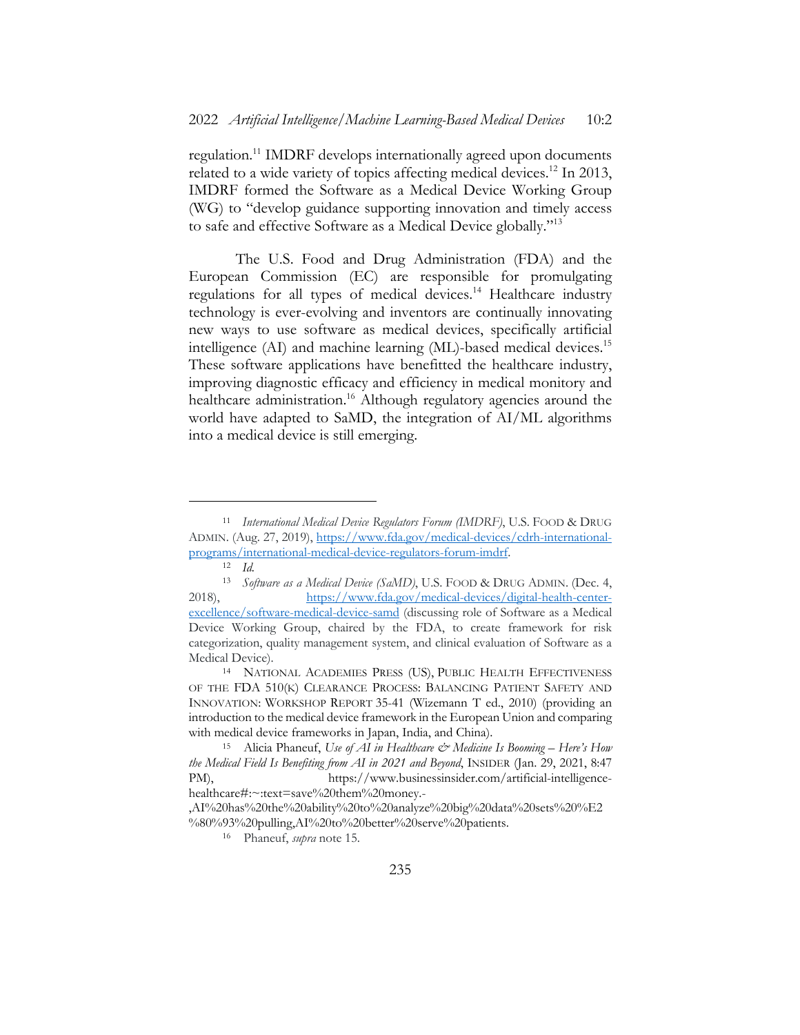regulation.[11] IMDRF develops internationally agreed upon documents related to a wide variety of topics affecting medical devices.[12] In 2013, IMDRF formed the Software as a Medical Device Working Group (WG) to "develop guidance supporting innovation and timely access to safe and effective Software as a Medical Device globally."[13]

The U.S. Food and Drug Administration (FDA) and the European Commission (EC) are responsible for promulgating regulations for all types of medical devices.[14] Healthcare industry technology is ever-evolving and inventors are continually innovating new ways to use software as medical devices, specifically artificial intelligence (AI) and machine learning (ML)-based medical devices.[15] These software applications have benefitted the healthcare industry, improving diagnostic efficacy and efficiency in medical monitory and healthcare administration.[16] Although regulatory agencies around the world have adapted to SaMD, the integration of AI/ML algorithms into a medical device is still emerging.

---

[11] *International Medical Device Regulators Forum (IMDRF)*, U.S. FOOD & DRUG ADMIN. (Aug. 27, 2019), https://www.fda.gov/medical-devices/cdrh-international-programs/international-medical-device-regulators-forum-imdrf.

[12] *Id.*

[13] *Software as a Medical Device (SaMD)*, U.S. FOOD & DRUG ADMIN. (Dec. 4, 2018), https://www.fda.gov/medical-devices/digital-health-center-excellence/software-medical-device-samd (discussing role of Software as a Medical Device Working Group, chaired by the FDA, to create framework for risk categorization, quality management system, and clinical evaluation of Software as a Medical Device).

[14] NATIONAL ACADEMIES PRESS (US), PUBLIC HEALTH EFFECTIVENESS OF THE FDA 510(K) CLEARANCE PROCESS: BALANCING PATIENT SAFETY AND INNOVATION: WORKSHOP REPORT 35-41 (Wizemann T ed., 2010) (providing an introduction to the medical device framework in the European Union and comparing with medical device frameworks in Japan, India, and China).

[15] Alicia Phaneuf, *Use of AI in Healthcare & Medicine Is Booming – Here's How the Medical Field Is Benefiting from AI in 2021 and Beyond*, INSIDER (Jan. 29, 2021, 8:47 PM), https://www.businessinsider.com/artificial-intelligence-healthcare#:~:text=save%20them%20money.-,AI%20has%20the%20ability%20to%20analyze%20big%20data%20sets%20%E2%80%93%20pulling,AI%20to%20better%20serve%20patients.

[16] Phaneuf, *supra* note 15.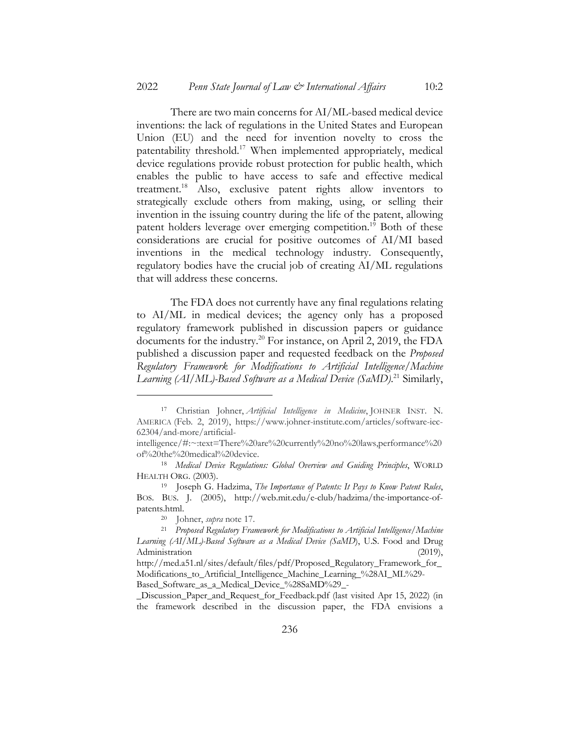There are two main concerns for AI/ML-based medical device inventions: the lack of regulations in the United States and European Union (EU) and the need for invention novelty to cross the patentability threshold.[17] When implemented appropriately, medical device regulations provide robust protection for public health, which enables the public to have access to safe and effective medical treatment.[18] Also, exclusive patent rights allow inventors to strategically exclude others from making, using, or selling their invention in the issuing country during the life of the patent, allowing patent holders leverage over emerging competition.[19] Both of these considerations are crucial for positive outcomes of AI/MI based inventions in the medical technology industry. Consequently, regulatory bodies have the crucial job of creating AI/ML regulations that will address these concerns.

The FDA does not currently have any final regulations relating to AI/ML in medical devices; the agency only has a proposed regulatory framework published in discussion papers or guidance documents for the industry.[20] For instance, on April 2, 2019, the FDA published a discussion paper and requested feedback on the *Proposed Regulatory Framework for Modifications to Artificial Intelligence/Machine Learning (AI/ML)-Based Software as a Medical Device (SaMD)*.[21] Similarly,

---

[17] Christian Johner, *Artificial Intelligence in Medicine*, JOHNER INST. N. AMERICA (Feb. 2, 2019), https://www.johner-institute.com/articles/software-iec-62304/and-more/artificial-intelligence/#:~:text=There%20are%20currently%20no%20laws,performance%20of%20the%20medical%20device.

[18] *Medical Device Regulations: Global Overview and Guiding Principles*, WORLD HEALTH ORG. (2003).

[19] Joseph G. Hadzima, *The Importance of Patents: It Pays to Know Patent Rules*, BOS. BUS. J. (2005), http://web.mit.edu/e-club/hadzima/the-importance-of-patents.html.

[20] Johner, *supra* note 17.

[21] *Proposed Regulatory Framework for Modifications to Artificial Intelligence/Machine Learning (AI/ML)-Based Software as a Medical Device (SaMD*), U.S. Food and Drug Administration (2019), http://med.a51.nl/sites/default/files/pdf/Proposed_Regulatory_Framework_for_Modifications_to_Artificial_Intelligence_Machine_Learning_%28AI_ML%29-Based_Software_as_a_Medical_Device_%28SaMD%29_-_Discussion_Paper_and_Request_for_Feedback.pdf (last visited Apr 15, 2022) (in the framework described in the discussion paper, the FDA envisions a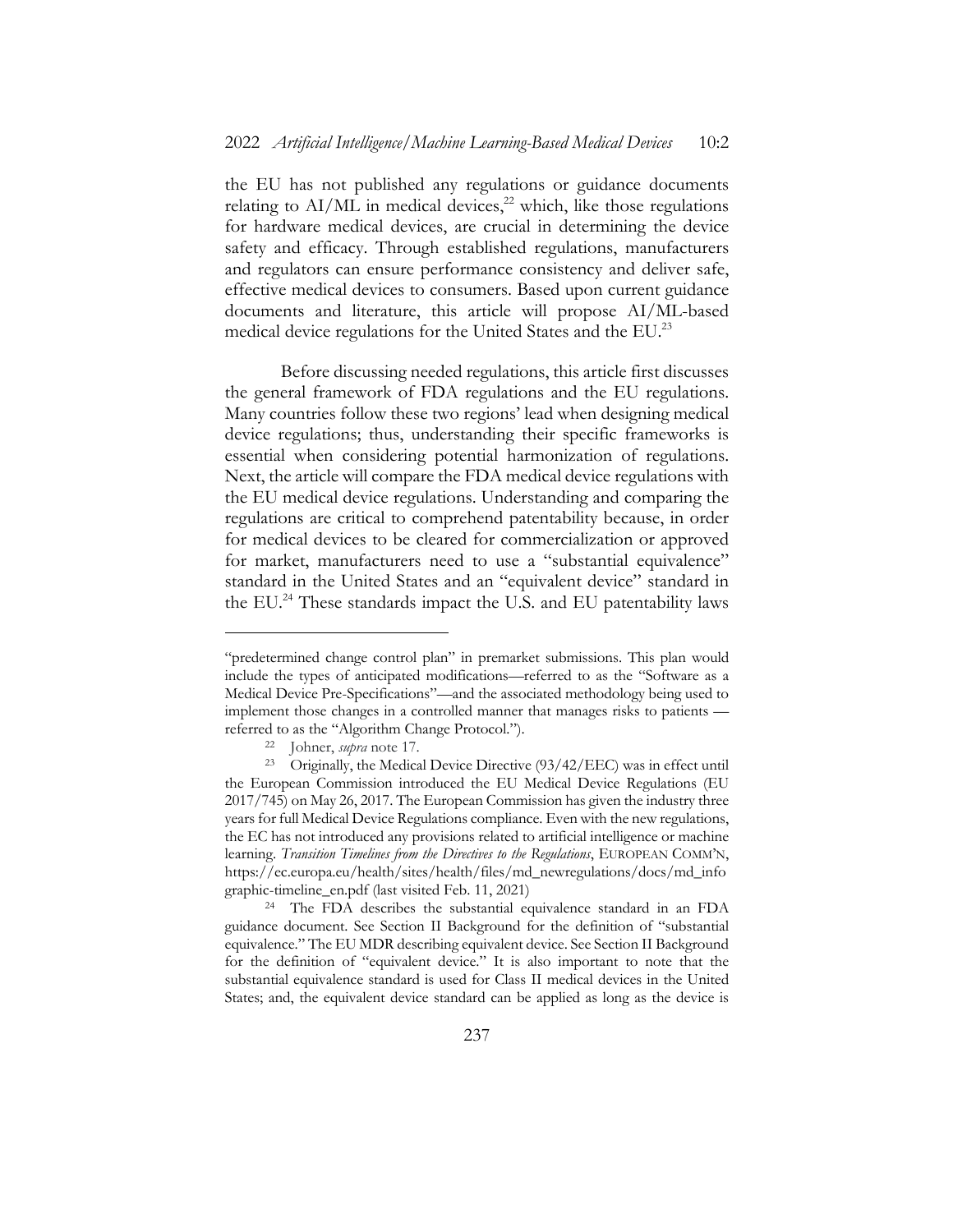the EU has not published any regulations or guidance documents relating to AI/ML in medical devices,[22] which, like those regulations for hardware medical devices, are crucial in determining the device safety and efficacy. Through established regulations, manufacturers and regulators can ensure performance consistency and deliver safe, effective medical devices to consumers. Based upon current guidance documents and literature, this article will propose AI/ML-based medical device regulations for the United States and the EU.[23]

Before discussing needed regulations, this article first discusses the general framework of FDA regulations and the EU regulations. Many countries follow these two regions' lead when designing medical device regulations; thus, understanding their specific frameworks is essential when considering potential harmonization of regulations. Next, the article will compare the FDA medical device regulations with the EU medical device regulations. Understanding and comparing the regulations are critical to comprehend patentability because, in order for medical devices to be cleared for commercialization or approved for market, manufacturers need to use a "substantial equivalence" standard in the United States and an "equivalent device" standard in the EU.[24] These standards impact the U.S. and EU patentability laws

---

"predetermined change control plan" in premarket submissions. This plan would include the types of anticipated modifications—referred to as the "Software as a Medical Device Pre-Specifications"—and the associated methodology being used to implement those changes in a controlled manner that manages risks to patients — referred to as the "Algorithm Change Protocol.").

[22] Johner, *supra* note 17.

[23] Originally, the Medical Device Directive (93/42/EEC) was in effect until the European Commission introduced the EU Medical Device Regulations (EU 2017/745) on May 26, 2017. The European Commission has given the industry three years for full Medical Device Regulations compliance. Even with the new regulations, the EC has not introduced any provisions related to artificial intelligence or machine learning. *Transition Timelines from the Directives to the Regulations*, EUROPEAN COMM'N, https://ec.europa.eu/health/sites/health/files/md_newregulations/docs/md_infographic-timeline_en.pdf (last visited Feb. 11, 2021)

[24] The FDA describes the substantial equivalence standard in an FDA guidance document. See Section II Background for the definition of "substantial equivalence." The EU MDR describing equivalent device. See Section II Background for the definition of "equivalent device." It is also important to note that the substantial equivalence standard is used for Class II medical devices in the United States; and, the equivalent device standard can be applied as long as the device is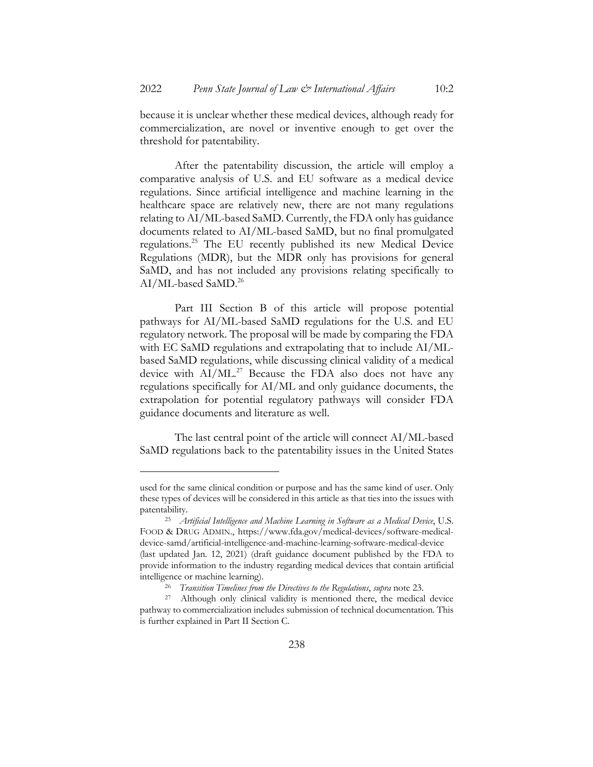because it is unclear whether these medical devices, although ready for commercialization, are novel or inventive enough to get over the threshold for patentability.

After the patentability discussion, the article will employ a comparative analysis of U.S. and EU software as a medical device regulations. Since artificial intelligence and machine learning in the healthcare space are relatively new, there are not many regulations relating to AI/ML-based SaMD. Currently, the FDA only has guidance documents related to AI/ML-based SaMD, but no final promulgated regulations.[25] The EU recently published its new Medical Device Regulations (MDR), but the MDR only has provisions for general SaMD, and has not included any provisions relating specifically to AI/ML-based SaMD.[26]

Part III Section B of this article will propose potential pathways for AI/ML-based SaMD regulations for the U.S. and EU regulatory network. The proposal will be made by comparing the FDA with EC SaMD regulations and extrapolating that to include AI/ML-based SaMD regulations, while discussing clinical validity of a medical device with AI/ML.[27] Because the FDA also does not have any regulations specifically for AI/ML and only guidance documents, the extrapolation for potential regulatory pathways will consider FDA guidance documents and literature as well.

The last central point of the article will connect AI/ML-based SaMD regulations back to the patentability issues in the United States

---

used for the same clinical condition or purpose and has the same kind of user. Only these types of devices will be considered in this article as that ties into the issues with patentability.

[25] *Artificial Intelligence and Machine Learning in Software as a Medical Device*, U.S. FOOD & DRUG ADMIN., https://www.fda.gov/medical-devices/software-medical-device-samd/artificial-intelligence-and-machine-learning-software-medical-device (last updated Jan. 12, 2021) (draft guidance document published by the FDA to provide information to the industry regarding medical devices that contain artificial intelligence or machine learning).

[26] *Transition Timelines from the Directives to the Regulations*, *supra* note 23.

[27] Although only clinical validity is mentioned there, the medical device pathway to commercialization includes submission of technical documentation. This is further explained in Part II Section C.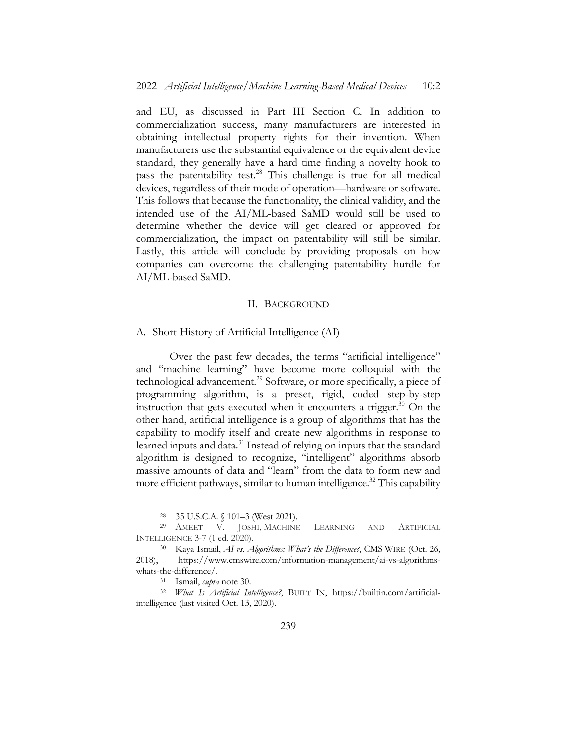and EU, as discussed in Part III Section C. In addition to commercialization success, many manufacturers are interested in obtaining intellectual property rights for their invention. When manufacturers use the substantial equivalence or the equivalent device standard, they generally have a hard time finding a novelty hook to pass the patentability test.[28] This challenge is true for all medical devices, regardless of their mode of operation—hardware or software. This follows that because the functionality, the clinical validity, and the intended use of the AI/ML-based SaMD would still be used to determine whether the device will get cleared or approved for commercialization, the impact on patentability will still be similar. Lastly, this article will conclude by providing proposals on how companies can overcome the challenging patentability hurdle for AI/ML-based SaMD.

## II. Background

### A. Short History of Artificial Intelligence (AI)

Over the past few decades, the terms "artificial intelligence" and "machine learning" have become more colloquial with the technological advancement.[29] Software, or more specifically, a piece of programming algorithm, is a preset, rigid, coded step-by-step instruction that gets executed when it encounters a trigger.[30] On the other hand, artificial intelligence is a group of algorithms that has the capability to modify itself and create new algorithms in response to learned inputs and data.[31] Instead of relying on inputs that the standard algorithm is designed to recognize, "intelligent" algorithms absorb massive amounts of data and "learn" from the data to form new and more efficient pathways, similar to human intelligence.[32] This capability

---

[28] 35 U.S.C.A. § 101–3 (West 2021).

[29] Ameet V. Joshi, Machine Learning and Artificial Intelligence 3-7 (1 ed. 2020).

[30] Kaya Ismail, *AI vs. Algorithms: What's the Difference?*, CMS Wire (Oct. 26, 2018), https://www.cmswire.com/information-management/ai-vs-algorithms-whats-the-difference/.

[31] Ismail, *supra* note 30.

[32] *What Is Artificial Intelligence?*, Built In, https://builtin.com/artificial-intelligence (last visited Oct. 13, 2020).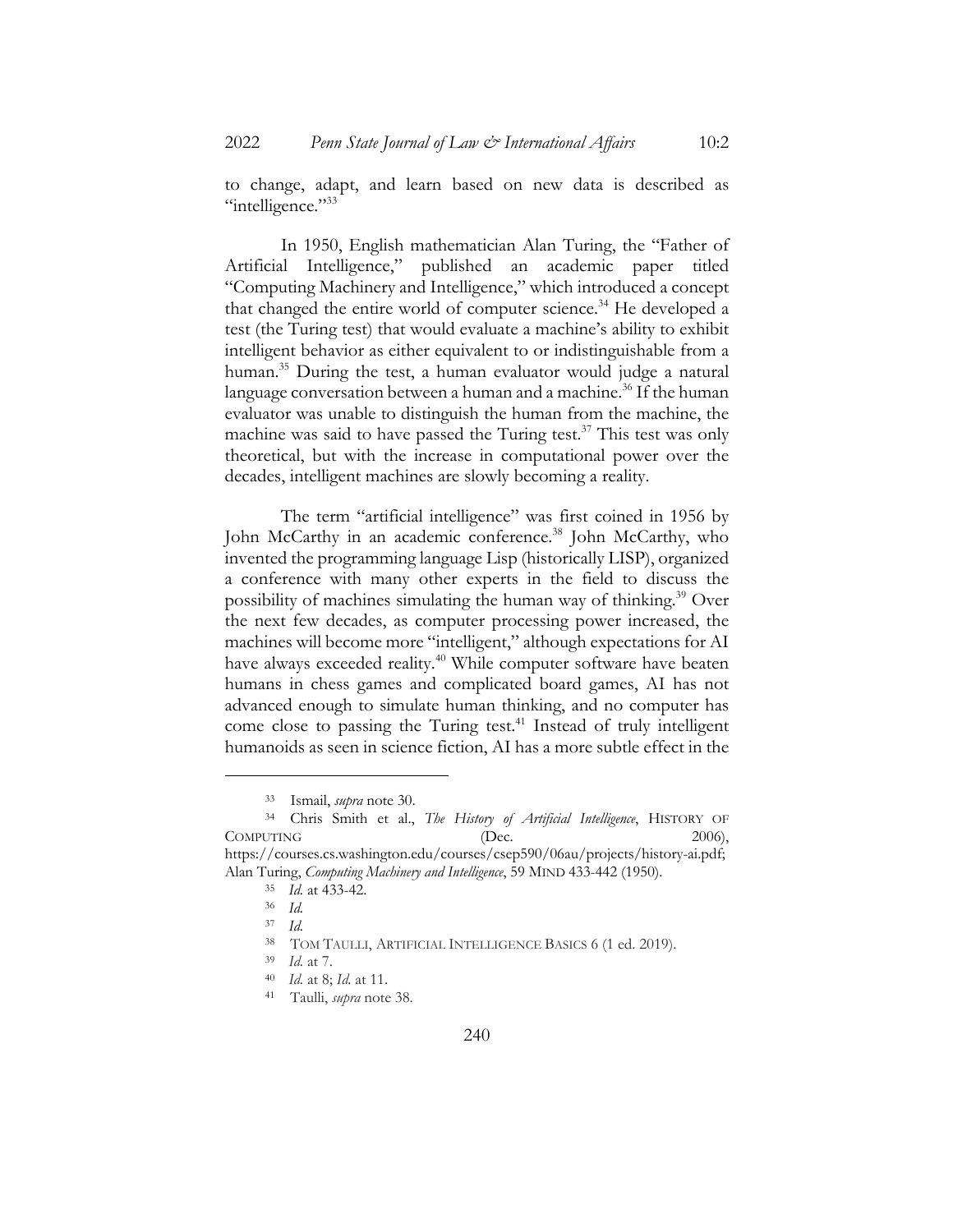to change, adapt, and learn based on new data is described as "intelligence."[33]

In 1950, English mathematician Alan Turing, the "Father of Artificial Intelligence," published an academic paper titled "Computing Machinery and Intelligence," which introduced a concept that changed the entire world of computer science.[34] He developed a test (the Turing test) that would evaluate a machine's ability to exhibit intelligent behavior as either equivalent to or indistinguishable from a human.[35] During the test, a human evaluator would judge a natural language conversation between a human and a machine.[36] If the human evaluator was unable to distinguish the human from the machine, the machine was said to have passed the Turing test.[37] This test was only theoretical, but with the increase in computational power over the decades, intelligent machines are slowly becoming a reality.

The term "artificial intelligence" was first coined in 1956 by John McCarthy in an academic conference.[38] John McCarthy, who invented the programming language Lisp (historically LISP), organized a conference with many other experts in the field to discuss the possibility of machines simulating the human way of thinking.[39] Over the next few decades, as computer processing power increased, the machines will become more "intelligent," although expectations for AI have always exceeded reality.[40] While computer software have beaten humans in chess games and complicated board games, AI has not advanced enough to simulate human thinking, and no computer has come close to passing the Turing test.[41] Instead of truly intelligent humanoids as seen in science fiction, AI has a more subtle effect in the

---

[33] Ismail, *supra* note 30.

[34] Chris Smith et al., *The History of Artificial Intelligence*, HISTORY OF COMPUTING (Dec. 2006), https://courses.cs.washington.edu/courses/csep590/06au/projects/history-ai.pdf; Alan Turing, *Computing Machinery and Intelligence*, 59 MIND 433-442 (1950).

[35] *Id.* at 433-42.

[36] *Id.*

[37] *Id.*

[38] TOM TAULLI, ARTIFICIAL INTELLIGENCE BASICS 6 (1 ed. 2019).

[39] *Id.* at 7.

[40] *Id.* at 8; *Id.* at 11.

[41] Taulli, *supra* note 38.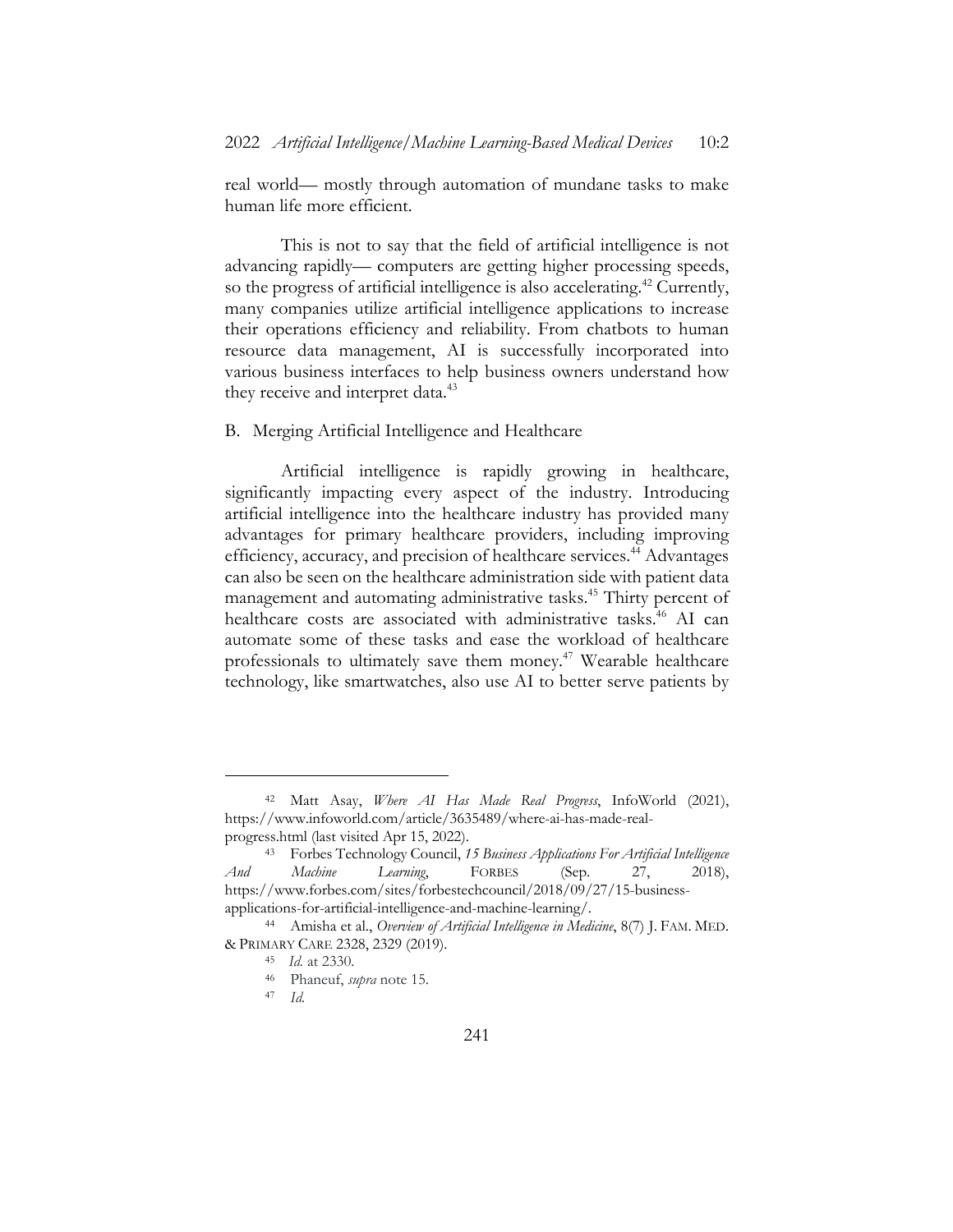real world— mostly through automation of mundane tasks to make human life more efficient.

This is not to say that the field of artificial intelligence is not advancing rapidly— computers are getting higher processing speeds, so the progress of artificial intelligence is also accelerating.[42] Currently, many companies utilize artificial intelligence applications to increase their operations efficiency and reliability. From chatbots to human resource data management, AI is successfully incorporated into various business interfaces to help business owners understand how they receive and interpret data.[43]

## B. Merging Artificial Intelligence and Healthcare

Artificial intelligence is rapidly growing in healthcare, significantly impacting every aspect of the industry. Introducing artificial intelligence into the healthcare industry has provided many advantages for primary healthcare providers, including improving efficiency, accuracy, and precision of healthcare services.[44] Advantages can also be seen on the healthcare administration side with patient data management and automating administrative tasks.[45] Thirty percent of healthcare costs are associated with administrative tasks.[46] AI can automate some of these tasks and ease the workload of healthcare professionals to ultimately save them money.[47] Wearable healthcare technology, like smartwatches, also use AI to better serve patients by

---

[42] Matt Asay, *Where AI Has Made Real Progress*, InfoWorld (2021), https://www.infoworld.com/article/3635489/where-ai-has-made-real-progress.html (last visited Apr 15, 2022).

[43] Forbes Technology Council, *15 Business Applications For Artificial Intelligence And Machine Learning*, FORBES (Sep. 27, 2018), https://www.forbes.com/sites/forbestechcouncil/2018/09/27/15-business-applications-for-artificial-intelligence-and-machine-learning/.

[44] Amisha et al., *Overview of Artificial Intelligence in Medicine*, 8(7) J. FAM. MED. & PRIMARY CARE 2328, 2329 (2019).

[45] *Id.* at 2330.

[46] Phaneuf, *supra* note 15.

[47] *Id.*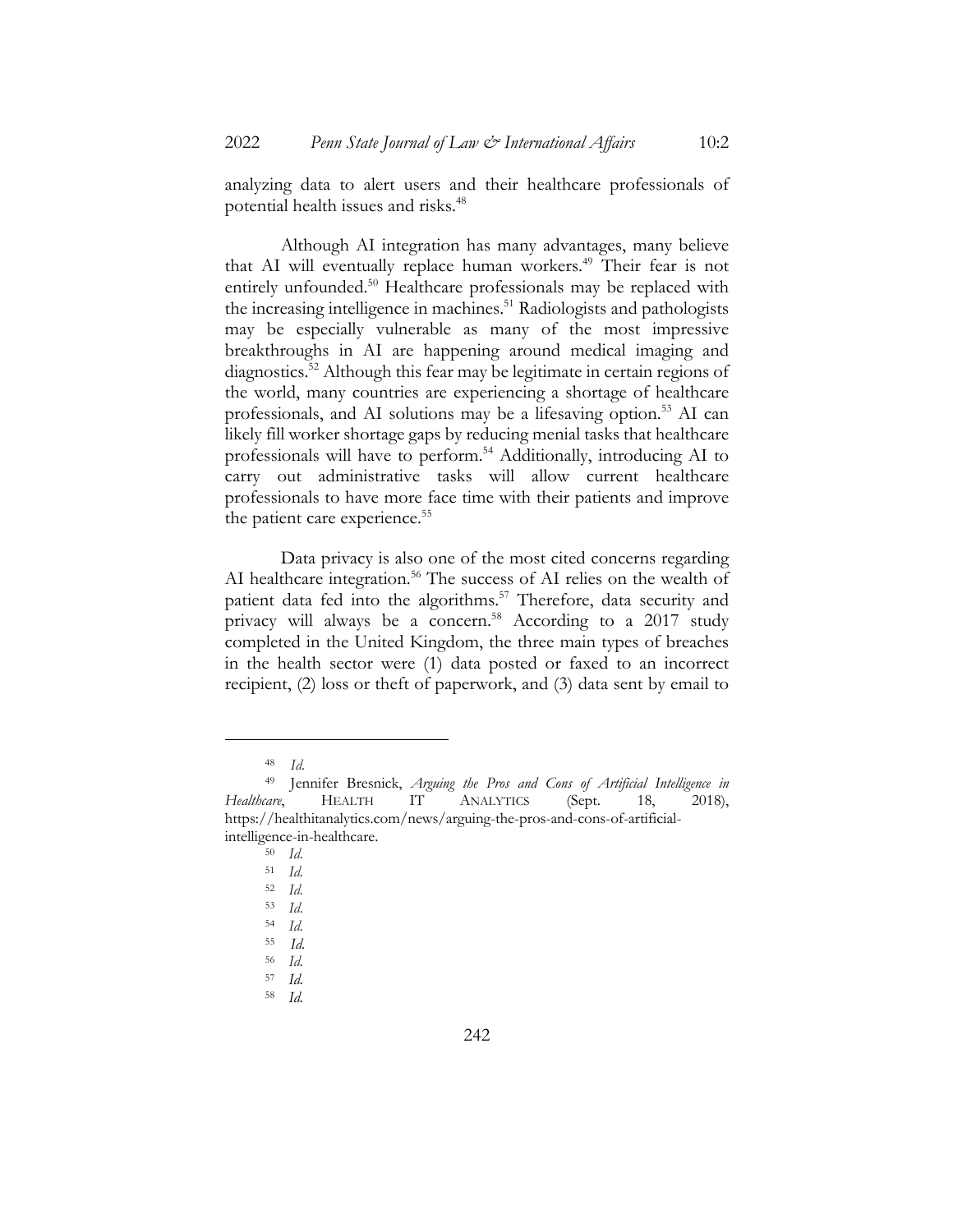analyzing data to alert users and their healthcare professionals of potential health issues and risks.[48]

Although AI integration has many advantages, many believe that AI will eventually replace human workers.[49] Their fear is not entirely unfounded.[50] Healthcare professionals may be replaced with the increasing intelligence in machines.[51] Radiologists and pathologists may be especially vulnerable as many of the most impressive breakthroughs in AI are happening around medical imaging and diagnostics.[52] Although this fear may be legitimate in certain regions of the world, many countries are experiencing a shortage of healthcare professionals, and AI solutions may be a lifesaving option.[53] AI can likely fill worker shortage gaps by reducing menial tasks that healthcare professionals will have to perform.[54] Additionally, introducing AI to carry out administrative tasks will allow current healthcare professionals to have more face time with their patients and improve the patient care experience.[55]

Data privacy is also one of the most cited concerns regarding AI healthcare integration.[56] The success of AI relies on the wealth of patient data fed into the algorithms.[57] Therefore, data security and privacy will always be a concern.[58] According to a 2017 study completed in the United Kingdom, the three main types of breaches in the health sector were (1) data posted or faxed to an incorrect recipient, (2) loss or theft of paperwork, and (3) data sent by email to

---

[48] *Id.*

[49] Jennifer Bresnick, *Arguing the Pros and Cons of Artificial Intelligence in Healthcare*, HEALTH IT ANALYTICS (Sept. 18, 2018), https://healthitanalytics.com/news/arguing-the-pros-and-cons-of-artificial-intelligence-in-healthcare.

[50] *Id.*

[51] *Id.*

[52] *Id.*

[53] *Id.*

[54] *Id.*

[55] *Id.*

[56] *Id.*

[57] *Id.*

[58] *Id.*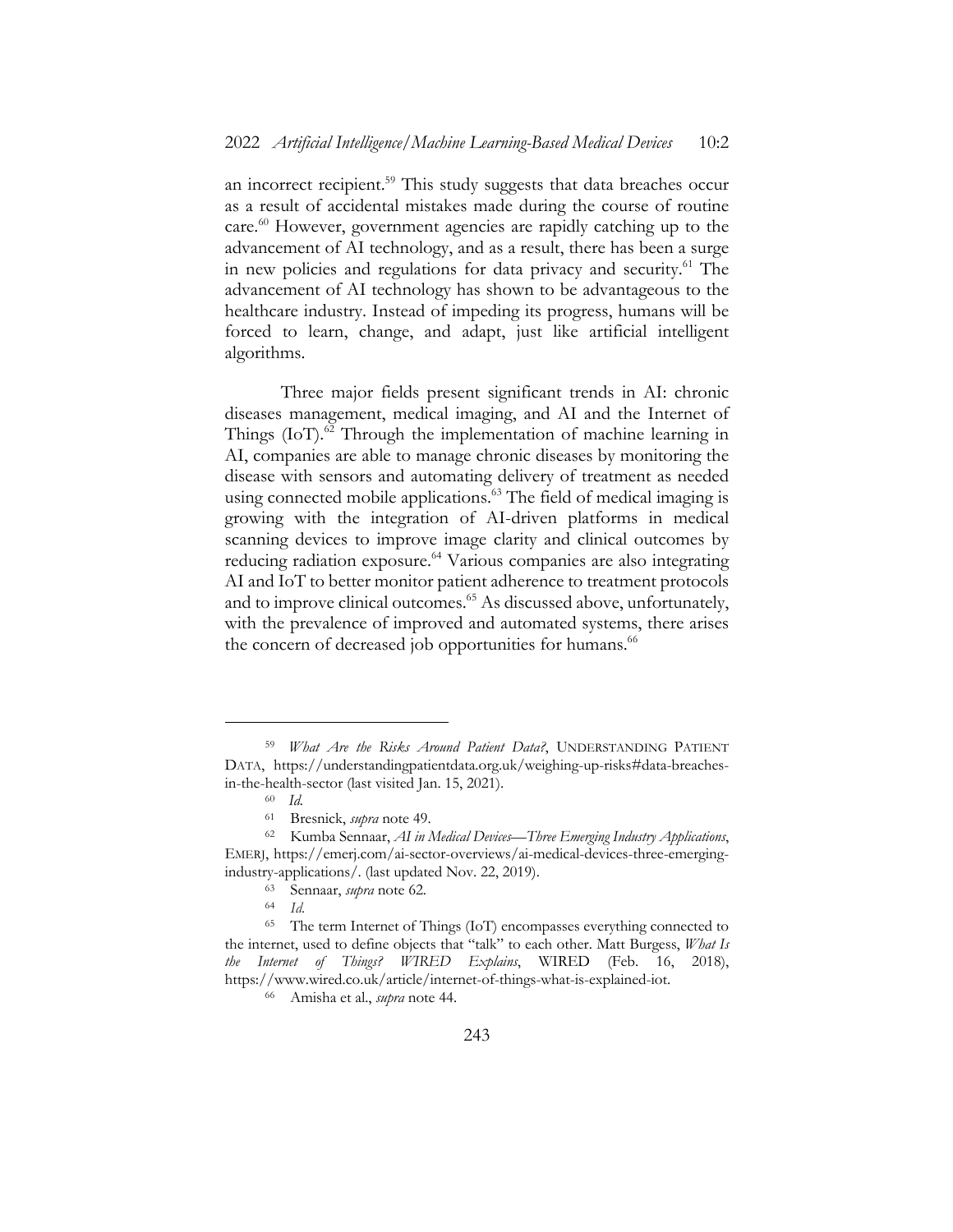an incorrect recipient.[59] This study suggests that data breaches occur as a result of accidental mistakes made during the course of routine care.[60] However, government agencies are rapidly catching up to the advancement of AI technology, and as a result, there has been a surge in new policies and regulations for data privacy and security.[61] The advancement of AI technology has shown to be advantageous to the healthcare industry. Instead of impeding its progress, humans will be forced to learn, change, and adapt, just like artificial intelligent algorithms.

Three major fields present significant trends in AI: chronic diseases management, medical imaging, and AI and the Internet of Things (IoT).[62] Through the implementation of machine learning in AI, companies are able to manage chronic diseases by monitoring the disease with sensors and automating delivery of treatment as needed using connected mobile applications.[63] The field of medical imaging is growing with the integration of AI-driven platforms in medical scanning devices to improve image clarity and clinical outcomes by reducing radiation exposure.[64] Various companies are also integrating AI and IoT to better monitor patient adherence to treatment protocols and to improve clinical outcomes.[65] As discussed above, unfortunately, with the prevalence of improved and automated systems, there arises the concern of decreased job opportunities for humans.[66]

---

[59] *What Are the Risks Around Patient Data?*, UNDERSTANDING PATIENT DATA, https://understandingpatientdata.org.uk/weighing-up-risks#data-breaches-in-the-health-sector (last visited Jan. 15, 2021).

[60] *Id.*

[61] Bresnick, *supra* note 49.

[62] Kumba Sennaar, *AI in Medical Devices—Three Emerging Industry Applications*, EMERJ, https://emerj.com/ai-sector-overviews/ai-medical-devices-three-emerging-industry-applications/. (last updated Nov. 22, 2019).

[63] Sennaar, *supra* note 62.

[64] *Id.*

[65] The term Internet of Things (IoT) encompasses everything connected to the internet, used to define objects that "talk" to each other. Matt Burgess, *What Is the Internet of Things? WIRED Explains*, WIRED (Feb. 16, 2018), https://www.wired.co.uk/article/internet-of-things-what-is-explained-iot.

[66] Amisha et al., *supra* note 44.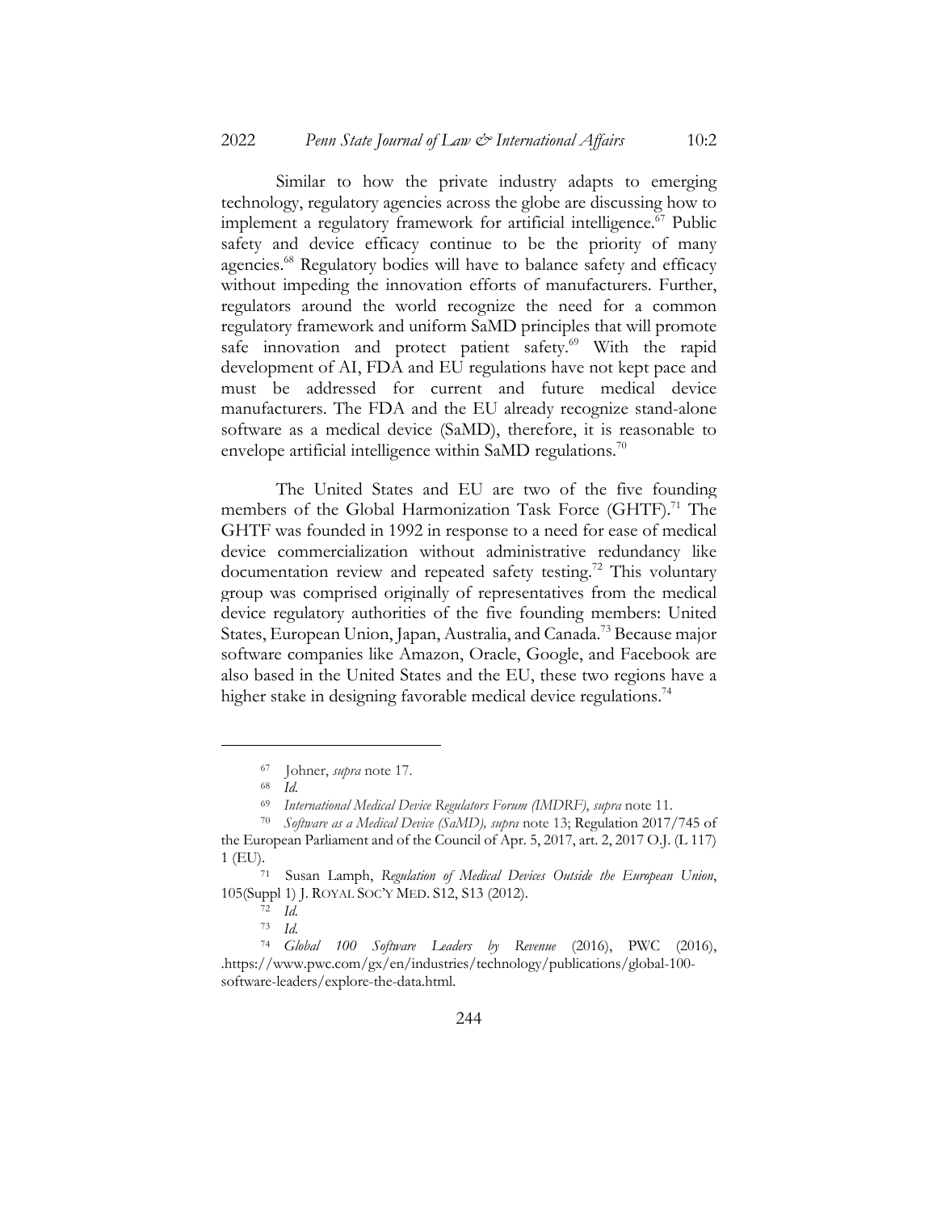Similar to how the private industry adapts to emerging technology, regulatory agencies across the globe are discussing how to implement a regulatory framework for artificial intelligence.[67] Public safety and device efficacy continue to be the priority of many agencies.[68] Regulatory bodies will have to balance safety and efficacy without impeding the innovation efforts of manufacturers. Further, regulators around the world recognize the need for a common regulatory framework and uniform SaMD principles that will promote safe innovation and protect patient safety.[69] With the rapid development of AI, FDA and EU regulations have not kept pace and must be addressed for current and future medical device manufacturers. The FDA and the EU already recognize stand-alone software as a medical device (SaMD), therefore, it is reasonable to envelope artificial intelligence within SaMD regulations.[70]

The United States and EU are two of the five founding members of the Global Harmonization Task Force (GHTF).[71] The GHTF was founded in 1992 in response to a need for ease of medical device commercialization without administrative redundancy like documentation review and repeated safety testing.[72] This voluntary group was comprised originally of representatives from the medical device regulatory authorities of the five founding members: United States, European Union, Japan, Australia, and Canada.[73] Because major software companies like Amazon, Oracle, Google, and Facebook are also based in the United States and the EU, these two regions have a higher stake in designing favorable medical device regulations.[74]

---

[67] Johner, *supra* note 17.

[68] *Id.*

[69] *International Medical Device Regulators Forum (IMDRF)*, *supra* note 11.

[70] *Software as a Medical Device (SaMD), supra* note 13; Regulation 2017/745 of the European Parliament and of the Council of Apr. 5, 2017, art. 2, 2017 O.J. (L 117) 1 (EU).

[71] Susan Lamph, *Regulation of Medical Devices Outside the European Union*, 105(Suppl 1) J. ROYAL SOC'Y MED. S12, S13 (2012).

[72] *Id.*

[73] *Id.*

[74] *Global 100 Software Leaders by Revenue* (2016), PWC (2016), .https://www.pwc.com/gx/en/industries/technology/publications/global-100-software-leaders/explore-the-data.html.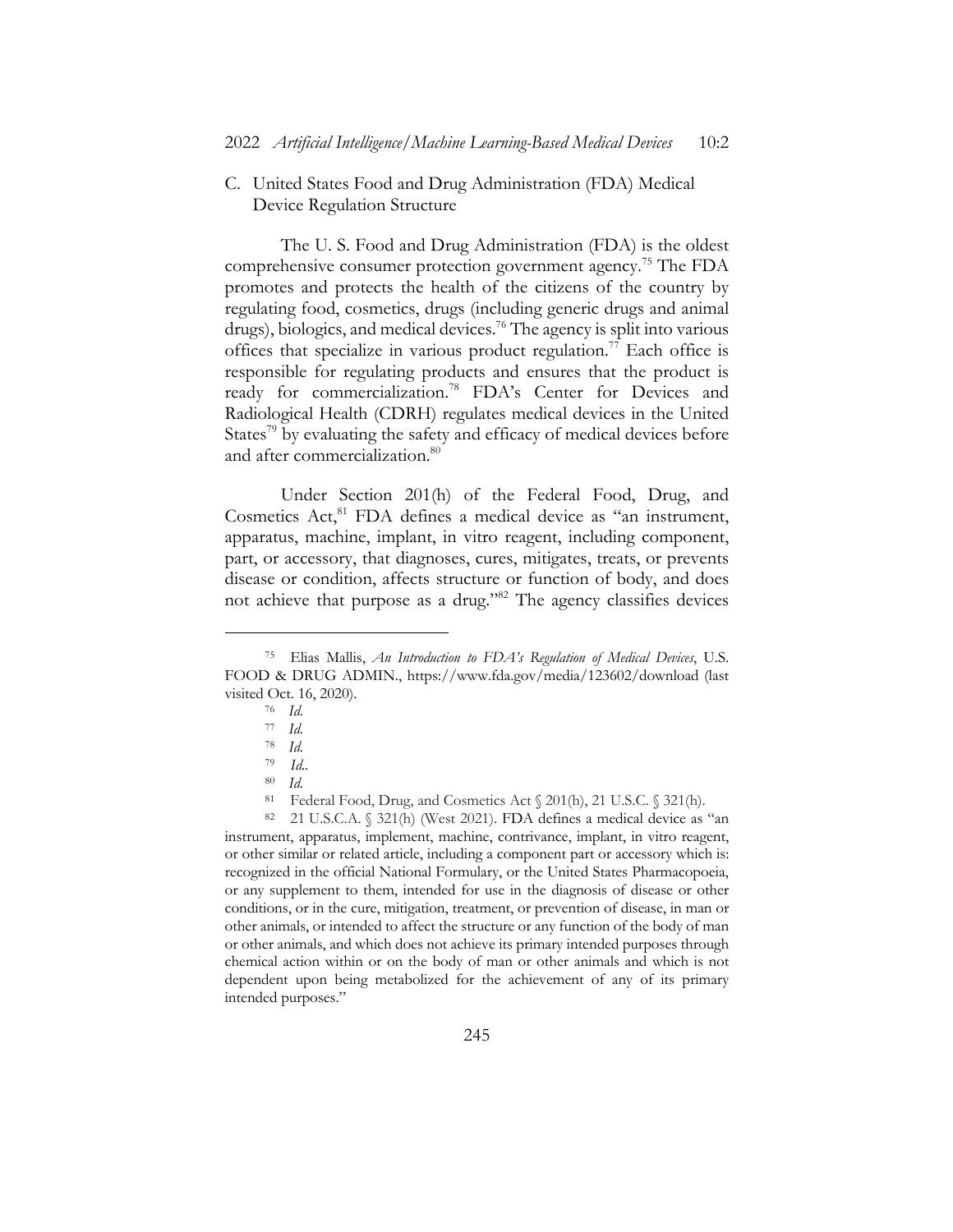## C. United States Food and Drug Administration (FDA) Medical Device Regulation Structure

The U. S. Food and Drug Administration (FDA) is the oldest comprehensive consumer protection government agency.[75] The FDA promotes and protects the health of the citizens of the country by regulating food, cosmetics, drugs (including generic drugs and animal drugs), biologics, and medical devices.[76] The agency is split into various offices that specialize in various product regulation.[77] Each office is responsible for regulating products and ensures that the product is ready for commercialization.[78] FDA's Center for Devices and Radiological Health (CDRH) regulates medical devices in the United States[79] by evaluating the safety and efficacy of medical devices before and after commercialization.[80]

Under Section 201(h) of the Federal Food, Drug, and Cosmetics Act,[81] FDA defines a medical device as "an instrument, apparatus, machine, implant, in vitro reagent, including component, part, or accessory, that diagnoses, cures, mitigates, treats, or prevents disease or condition, affects structure or function of body, and does not achieve that purpose as a drug."[82] The agency classifies devices

---

[75] Elias Mallis, *An Introduction to FDA's Regulation of Medical Devices*, U.S. FOOD & DRUG ADMIN., https://www.fda.gov/media/123602/download (last visited Oct. 16, 2020).

[76] *Id.*

[77] *Id.*

[78] *Id.*

[79] *Id.*.

[80] *Id.*

[81] Federal Food, Drug, and Cosmetics Act § 201(h), 21 U.S.C. § 321(h).

[82] 21 U.S.C.A. § 321(h) (West 2021). FDA defines a medical device as "an instrument, apparatus, implement, machine, contrivance, implant, in vitro reagent, or other similar or related article, including a component part or accessory which is: recognized in the official National Formulary, or the United States Pharmacopoeia, or any supplement to them, intended for use in the diagnosis of disease or other conditions, or in the cure, mitigation, treatment, or prevention of disease, in man or other animals, or intended to affect the structure or any function of the body of man or other animals, and which does not achieve its primary intended purposes through chemical action within or on the body of man or other animals and which is not dependent upon being metabolized for the achievement of any of its primary intended purposes."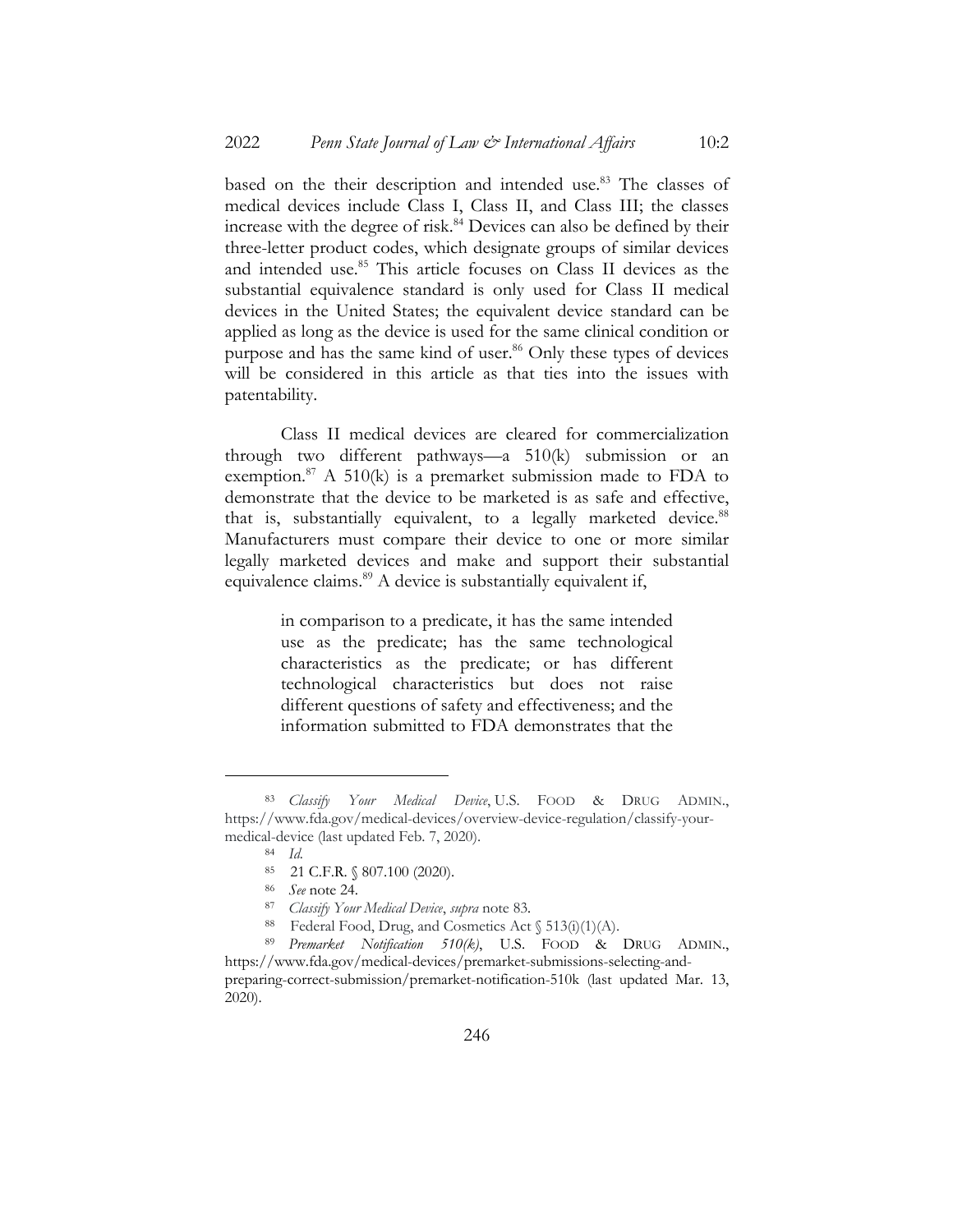based on the their description and intended use.[83] The classes of medical devices include Class I, Class II, and Class III; the classes increase with the degree of risk.[84] Devices can also be defined by their three-letter product codes, which designate groups of similar devices and intended use.[85] This article focuses on Class II devices as the substantial equivalence standard is only used for Class II medical devices in the United States; the equivalent device standard can be applied as long as the device is used for the same clinical condition or purpose and has the same kind of user.[86] Only these types of devices will be considered in this article as that ties into the issues with patentability.

Class II medical devices are cleared for commercialization through two different pathways—a 510(k) submission or an exemption.[87] A 510(k) is a premarket submission made to FDA to demonstrate that the device to be marketed is as safe and effective, that is, substantially equivalent, to a legally marketed device.[88] Manufacturers must compare their device to one or more similar legally marketed devices and make and support their substantial equivalence claims.[89] A device is substantially equivalent if,

> in comparison to a predicate, it has the same intended use as the predicate; has the same technological characteristics as the predicate; or has different technological characteristics but does not raise different questions of safety and effectiveness; and the information submitted to FDA demonstrates that the

---

[83] *Classify Your Medical Device*, U.S. FOOD & DRUG ADMIN., https://www.fda.gov/medical-devices/overview-device-regulation/classify-your-medical-device (last updated Feb. 7, 2020).

[84] *Id.*

[85] 21 C.F.R. § 807.100 (2020).

[86] *See* note 24.

[87] *Classify Your Medical Device*, *supra* note 83.

[88] Federal Food, Drug, and Cosmetics Act § 513(i)(1)(A).

[89] *Premarket Notification 510(k)*, U.S. FOOD & DRUG ADMIN., https://www.fda.gov/medical-devices/premarket-submissions-selecting-and-preparing-correct-submission/premarket-notification-510k (last updated Mar. 13, 2020).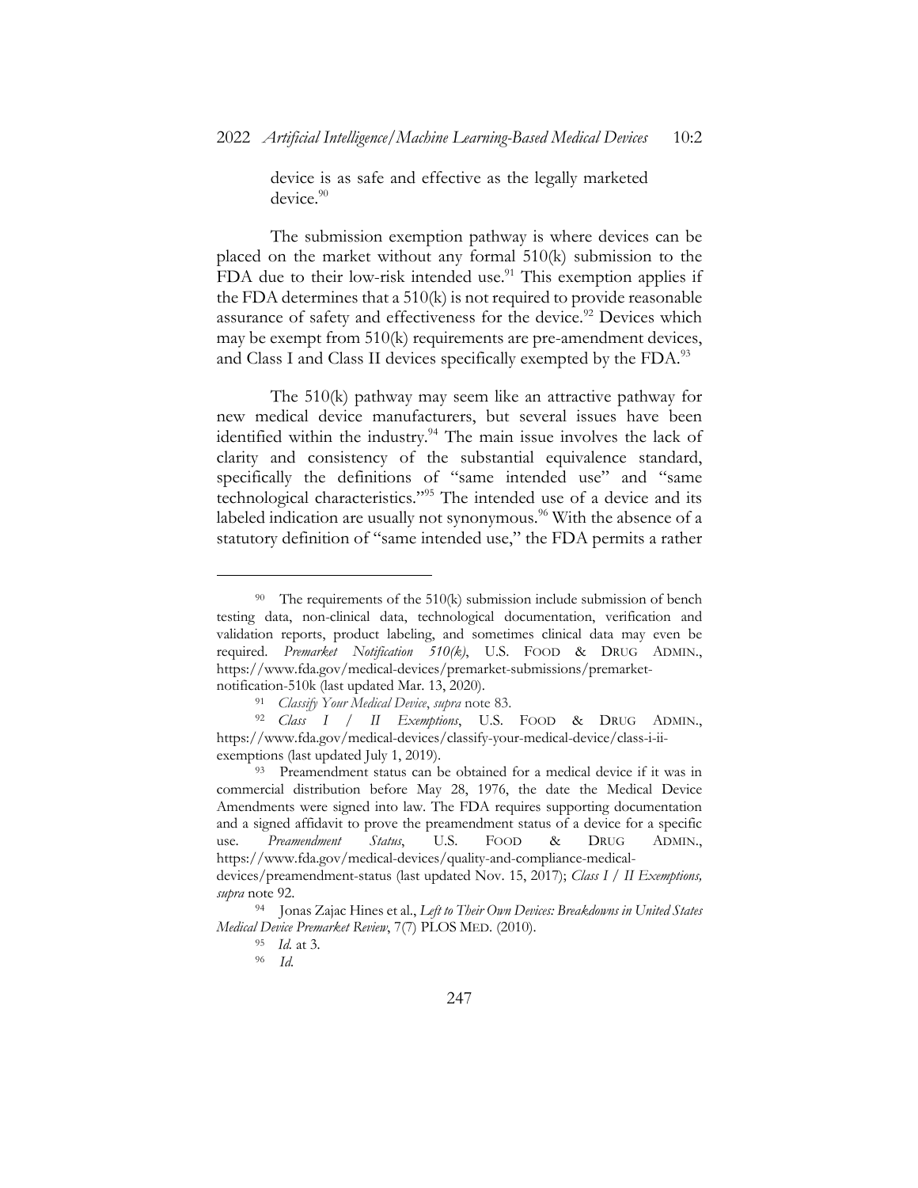device is as safe and effective as the legally marketed device.[90]

The submission exemption pathway is where devices can be placed on the market without any formal 510(k) submission to the FDA due to their low-risk intended use.[91] This exemption applies if the FDA determines that a 510(k) is not required to provide reasonable assurance of safety and effectiveness for the device.[92] Devices which may be exempt from 510(k) requirements are pre-amendment devices, and Class I and Class II devices specifically exempted by the FDA.[93]

The 510(k) pathway may seem like an attractive pathway for new medical device manufacturers, but several issues have been identified within the industry.[94] The main issue involves the lack of clarity and consistency of the substantial equivalence standard, specifically the definitions of "same intended use" and "same technological characteristics."[95] The intended use of a device and its labeled indication are usually not synonymous.[96] With the absence of a statutory definition of "same intended use," the FDA permits a rather

---

[90] The requirements of the 510(k) submission include submission of bench testing data, non-clinical data, technological documentation, verification and validation reports, product labeling, and sometimes clinical data may even be required. *Premarket Notification 510(k)*, U.S. FOOD & DRUG ADMIN., https://www.fda.gov/medical-devices/premarket-submissions/premarket-notification-510k (last updated Mar. 13, 2020).

[91] *Classify Your Medical Device*, *supra* note 83.

[92] *Class I / II Exemptions*, U.S. FOOD & DRUG ADMIN., https://www.fda.gov/medical-devices/classify-your-medical-device/class-i-ii-exemptions (last updated July 1, 2019).

[93] Preamendment status can be obtained for a medical device if it was in commercial distribution before May 28, 1976, the date the Medical Device Amendments were signed into law. The FDA requires supporting documentation and a signed affidavit to prove the preamendment status of a device for a specific use. *Preamendment Status*, U.S. FOOD & DRUG ADMIN., https://www.fda.gov/medical-devices/quality-and-compliance-medical-devices/preamendment-status (last updated Nov. 15, 2017); *Class I / II Exemptions, supra* note 92.

[94] Jonas Zajac Hines et al., *Left to Their Own Devices: Breakdowns in United States Medical Device Premarket Review*, 7(7) PLOS MED. (2010).

[95] *Id.* at 3.

[96] *Id.*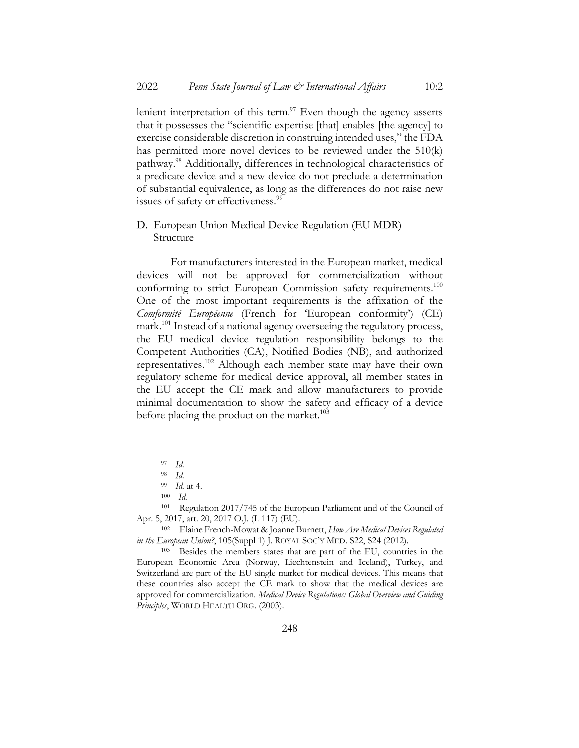lenient interpretation of this term.[97] Even though the agency asserts that it possesses the "scientific expertise [that] enables [the agency] to exercise considerable discretion in construing intended uses," the FDA has permitted more novel devices to be reviewed under the 510(k) pathway.[98] Additionally, differences in technological characteristics of a predicate device and a new device do not preclude a determination of substantial equivalence, as long as the differences do not raise new issues of safety or effectiveness.[99]

### D. European Union Medical Device Regulation (EU MDR) Structure

For manufacturers interested in the European market, medical devices will not be approved for commercialization without conforming to strict European Commission safety requirements.[100] One of the most important requirements is the affixation of the *Comformité Européenne* (French for 'European conformity') (CE) mark.[101] Instead of a national agency overseeing the regulatory process, the EU medical device regulation responsibility belongs to the Competent Authorities (CA), Notified Bodies (NB), and authorized representatives.[102] Although each member state may have their own regulatory scheme for medical device approval, all member states in the EU accept the CE mark and allow manufacturers to provide minimal documentation to show the safety and efficacy of a device before placing the product on the market.[103]

---

[97] *Id.*

[98] *Id.*

[99] *Id.* at 4.

[100] *Id.*

[101] Regulation 2017/745 of the European Parliament and of the Council of Apr. 5, 2017, art. 20, 2017 O.J. (L 117) (EU).

[102] Elaine French-Mowat & Joanne Burnett, *How Are Medical Devices Regulated in the European Union?*, 105(Suppl 1) J. ROYAL SOC'Y MED. S22, S24 (2012).

[103] Besides the members states that are part of the EU, countries in the European Economic Area (Norway, Liechtenstein and Iceland), Turkey, and Switzerland are part of the EU single market for medical devices. This means that these countries also accept the CE mark to show that the medical devices are approved for commercialization. *Medical Device Regulations: Global Overview and Guiding Principles*, WORLD HEALTH ORG. (2003).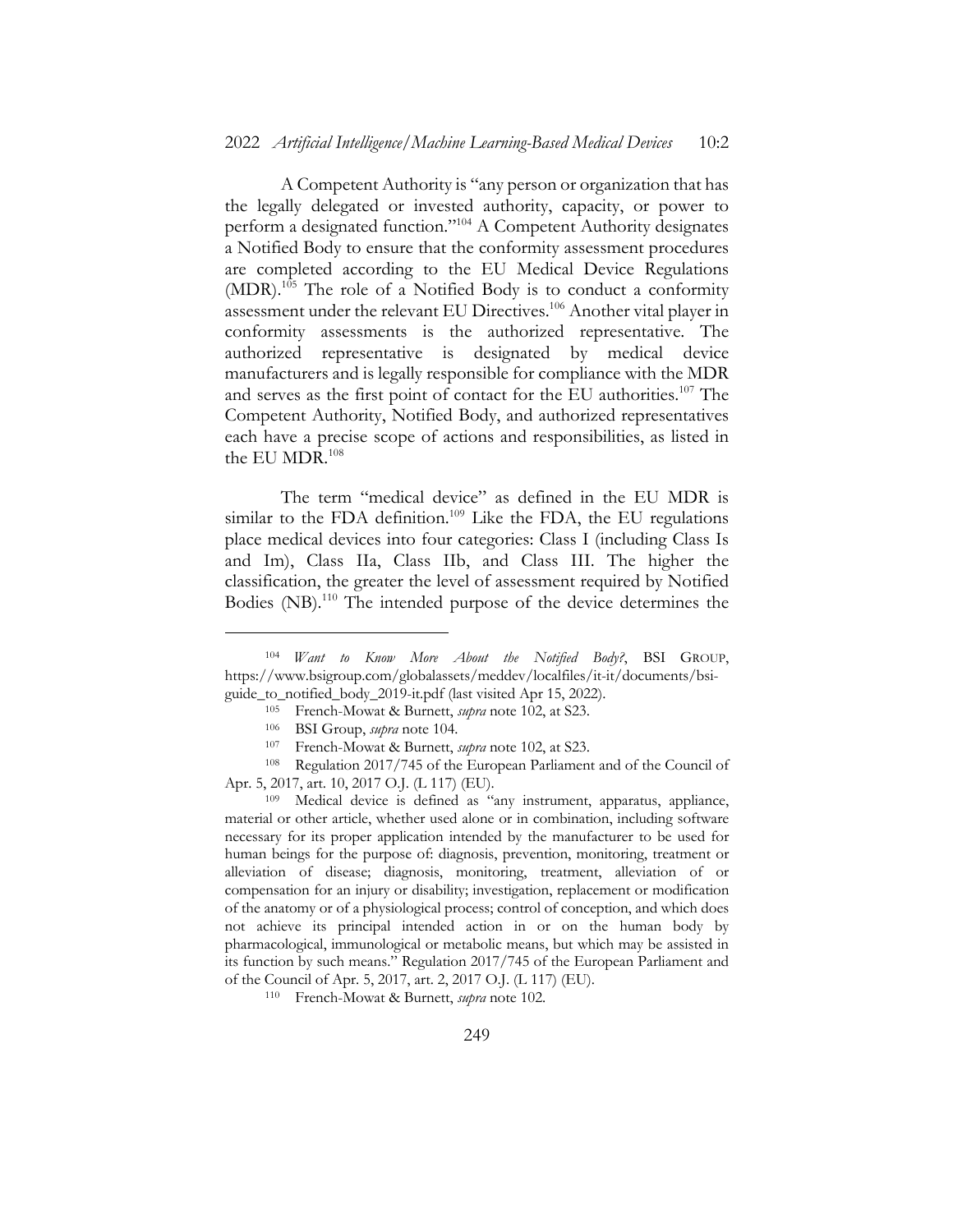A Competent Authority is "any person or organization that has the legally delegated or invested authority, capacity, or power to perform a designated function."[104] A Competent Authority designates a Notified Body to ensure that the conformity assessment procedures are completed according to the EU Medical Device Regulations (MDR).[105] The role of a Notified Body is to conduct a conformity assessment under the relevant EU Directives.[106] Another vital player in conformity assessments is the authorized representative. The authorized representative is designated by medical device manufacturers and is legally responsible for compliance with the MDR and serves as the first point of contact for the EU authorities.[107] The Competent Authority, Notified Body, and authorized representatives each have a precise scope of actions and responsibilities, as listed in the EU MDR.[108]

The term "medical device" as defined in the EU MDR is similar to the FDA definition.[109] Like the FDA, the EU regulations place medical devices into four categories: Class I (including Class Is and Im), Class IIa, Class IIb, and Class III. The higher the classification, the greater the level of assessment required by Notified Bodies (NB).[110] The intended purpose of the device determines the

---

[104] *Want to Know More About the Notified Body?*, BSI GROUP, https://www.bsigroup.com/globalassets/meddev/localfiles/it-it/documents/bsi-guide_to_notified_body_2019-it.pdf (last visited Apr 15, 2022).

[105] French-Mowat & Burnett, *supra* note 102, at S23.

[106] BSI Group, *supra* note 104.

[107] French-Mowat & Burnett, *supra* note 102, at S23.

[108] Regulation 2017/745 of the European Parliament and of the Council of Apr. 5, 2017, art. 10, 2017 O.J. (L 117) (EU).

[109] Medical device is defined as "any instrument, apparatus, appliance, material or other article, whether used alone or in combination, including software necessary for its proper application intended by the manufacturer to be used for human beings for the purpose of: diagnosis, prevention, monitoring, treatment or alleviation of disease; diagnosis, monitoring, treatment, alleviation of or compensation for an injury or disability; investigation, replacement or modification of the anatomy or of a physiological process; control of conception, and which does not achieve its principal intended action in or on the human body by pharmacological, immunological or metabolic means, but which may be assisted in its function by such means." Regulation 2017/745 of the European Parliament and of the Council of Apr. 5, 2017, art. 2, 2017 O.J. (L 117) (EU).

[110] French-Mowat & Burnett, *supra* note 102.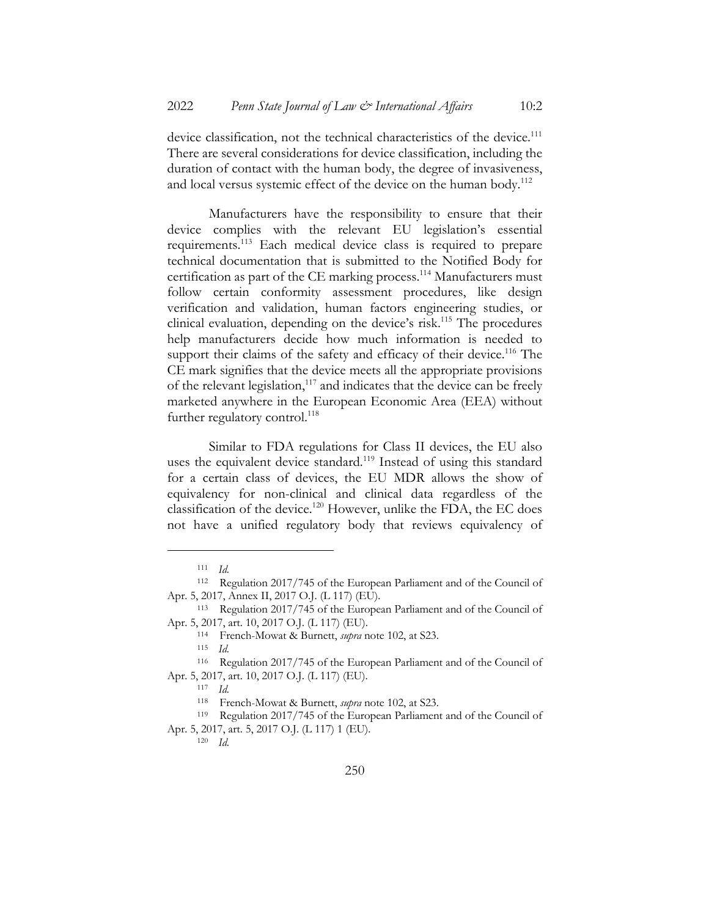device classification, not the technical characteristics of the device.[111] There are several considerations for device classification, including the duration of contact with the human body, the degree of invasiveness, and local versus systemic effect of the device on the human body.[112]

Manufacturers have the responsibility to ensure that their device complies with the relevant EU legislation's essential requirements.[113] Each medical device class is required to prepare technical documentation that is submitted to the Notified Body for certification as part of the CE marking process.[114] Manufacturers must follow certain conformity assessment procedures, like design verification and validation, human factors engineering studies, or clinical evaluation, depending on the device's risk.[115] The procedures help manufacturers decide how much information is needed to support their claims of the safety and efficacy of their device.[116] The CE mark signifies that the device meets all the appropriate provisions of the relevant legislation,[117] and indicates that the device can be freely marketed anywhere in the European Economic Area (EEA) without further regulatory control.[118]

Similar to FDA regulations for Class II devices, the EU also uses the equivalent device standard.[119] Instead of using this standard for a certain class of devices, the EU MDR allows the show of equivalency for non-clinical and clinical data regardless of the classification of the device.[120] However, unlike the FDA, the EC does not have a unified regulatory body that reviews equivalency of

---

[111] *Id.*

[112] Regulation 2017/745 of the European Parliament and of the Council of Apr. 5, 2017, Annex II, 2017 O.J. (L 117) (EU).

[113] Regulation 2017/745 of the European Parliament and of the Council of Apr. 5, 2017, art. 10, 2017 O.J. (L 117) (EU).

[114] French-Mowat & Burnett, *supra* note 102, at S23.

[115] *Id.*

[116] Regulation 2017/745 of the European Parliament and of the Council of Apr. 5, 2017, art. 10, 2017 O.J. (L 117) (EU).

[117] *Id.*

[118] French-Mowat & Burnett, *supra* note 102, at S23.

[119] Regulation 2017/745 of the European Parliament and of the Council of Apr. 5, 2017, art. 5, 2017 O.J. (L 117) 1 (EU).

[120] *Id.*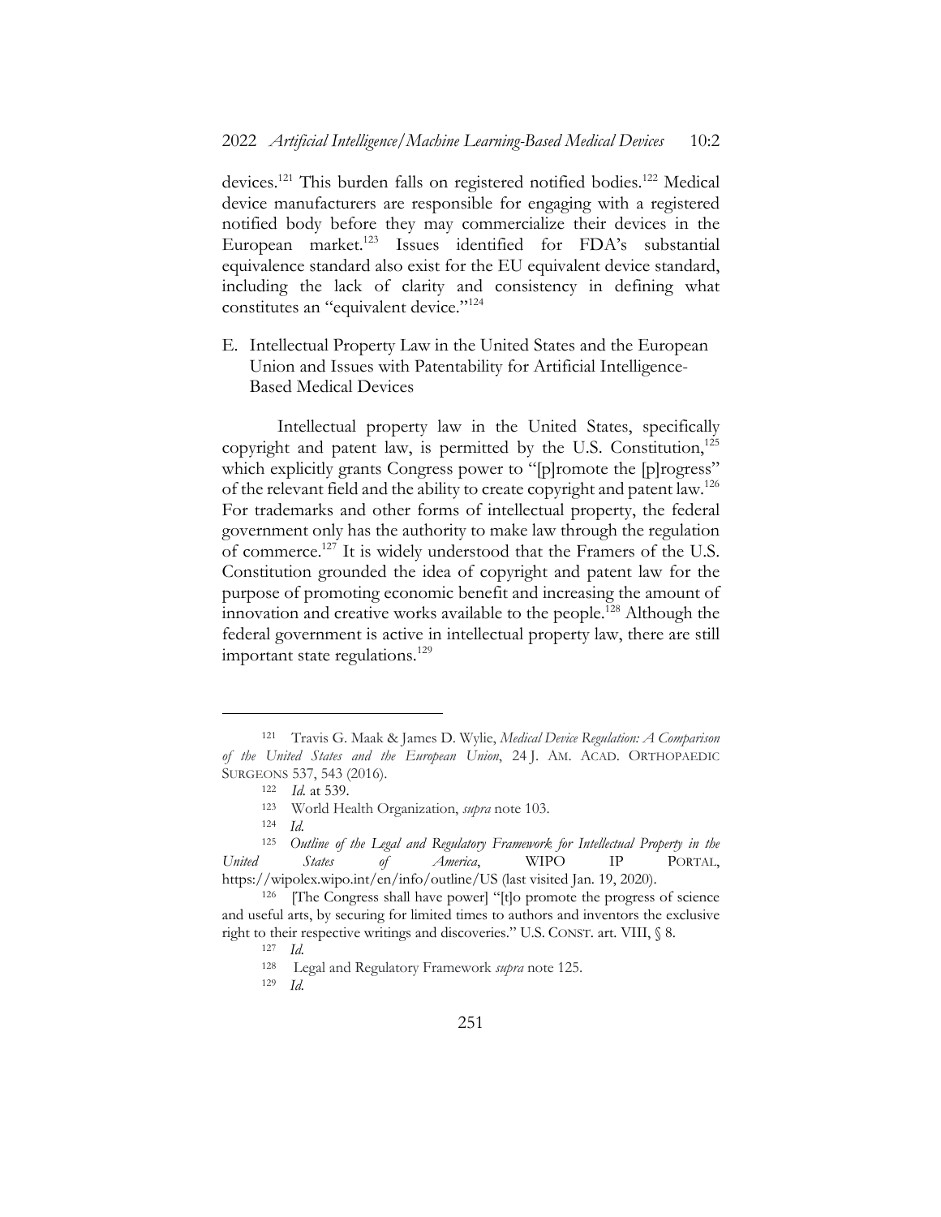devices.[121] This burden falls on registered notified bodies.[122] Medical device manufacturers are responsible for engaging with a registered notified body before they may commercialize their devices in the European market.[123] Issues identified for FDA's substantial equivalence standard also exist for the EU equivalent device standard, including the lack of clarity and consistency in defining what constitutes an "equivalent device."[124]

### E. Intellectual Property Law in the United States and the European Union and Issues with Patentability for Artificial Intelligence-Based Medical Devices

Intellectual property law in the United States, specifically copyright and patent law, is permitted by the U.S. Constitution,[125] which explicitly grants Congress power to "[p]romote the [p]rogress" of the relevant field and the ability to create copyright and patent law.[126] For trademarks and other forms of intellectual property, the federal government only has the authority to make law through the regulation of commerce.[127] It is widely understood that the Framers of the U.S. Constitution grounded the idea of copyright and patent law for the purpose of promoting economic benefit and increasing the amount of innovation and creative works available to the people.[128] Although the federal government is active in intellectual property law, there are still important state regulations.[129]

---

[121] Travis G. Maak & James D. Wylie, *Medical Device Regulation: A Comparison of the United States and the European Union*, 24 J. AM. ACAD. ORTHOPAEDIC SURGEONS 537, 543 (2016).

[122] *Id.* at 539.

[123] World Health Organization, *supra* note 103.

[124] *Id.*

[125] *Outline of the Legal and Regulatory Framework for Intellectual Property in the United States of America*, WIPO IP PORTAL, https://wipolex.wipo.int/en/info/outline/US (last visited Jan. 19, 2020).

[126] [The Congress shall have power] "[t]o promote the progress of science and useful arts, by securing for limited times to authors and inventors the exclusive right to their respective writings and discoveries." U.S. CONST. art. VIII, § 8.

[127] *Id.*

[128] Legal and Regulatory Framework *supra* note 125.

[129] *Id.*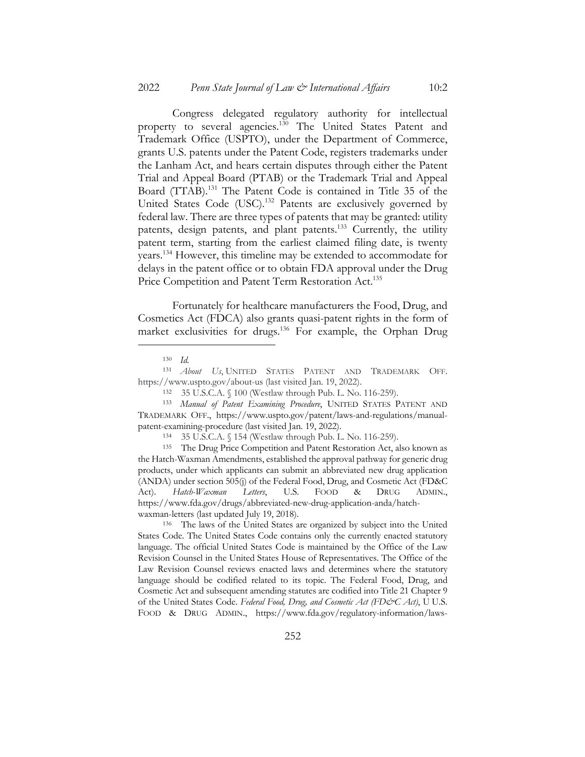Congress delegated regulatory authority for intellectual property to several agencies.[130] The United States Patent and Trademark Office (USPTO), under the Department of Commerce, grants U.S. patents under the Patent Code, registers trademarks under the Lanham Act, and hears certain disputes through either the Patent Trial and Appeal Board (PTAB) or the Trademark Trial and Appeal Board (TTAB).[131] The Patent Code is contained in Title 35 of the United States Code (USC).[132] Patents are exclusively governed by federal law. There are three types of patents that may be granted: utility patents, design patents, and plant patents.[133] Currently, the utility patent term, starting from the earliest claimed filing date, is twenty years.[134] However, this timeline may be extended to accommodate for delays in the patent office or to obtain FDA approval under the Drug Price Competition and Patent Term Restoration Act.[135]

Fortunately for healthcare manufacturers the Food, Drug, and Cosmetics Act (FDCA) also grants quasi-patent rights in the form of market exclusivities for drugs.[136] For example, the Orphan Drug

---

[130] *Id.*

[131] *About Us*, UNITED STATES PATENT AND TRADEMARK OFF. https://www.uspto.gov/about-us (last visited Jan. 19, 2022).

[132] 35 U.S.C.A. § 100 (Westlaw through Pub. L. No. 116-259).

[133] *Manual of Patent Examining Procedure*, UNITED STATES PATENT AND TRADEMARK OFF., https://www.uspto.gov/patent/laws-and-regulations/manual-patent-examining-procedure (last visited Jan. 19, 2022).

[134] 35 U.S.C.A. § 154 (Westlaw through Pub. L. No. 116-259).

[135] The Drug Price Competition and Patent Restoration Act, also known as the Hatch-Waxman Amendments, established the approval pathway for generic drug products, under which applicants can submit an abbreviated new drug application (ANDA) under section 505(j) of the Federal Food, Drug, and Cosmetic Act (FD&C Act). *Hatch-Waxman Letters*, U.S. FOOD & DRUG ADMIN., https://www.fda.gov/drugs/abbreviated-new-drug-application-anda/hatch-waxman-letters (last updated July 19, 2018).

[136] The laws of the United States are organized by subject into the United States Code. The United States Code contains only the currently enacted statutory language. The official United States Code is maintained by the Office of the Law Revision Counsel in the United States House of Representatives. The Office of the Law Revision Counsel reviews enacted laws and determines where the statutory language should be codified related to its topic. The Federal Food, Drug, and Cosmetic Act and subsequent amending statutes are codified into Title 21 Chapter 9 of the United States Code. *Federal Food, Drug, and Cosmetic Act (FD&C Act)*, U U.S. FOOD & DRUG ADMIN., https://www.fda.gov/regulatory-information/laws-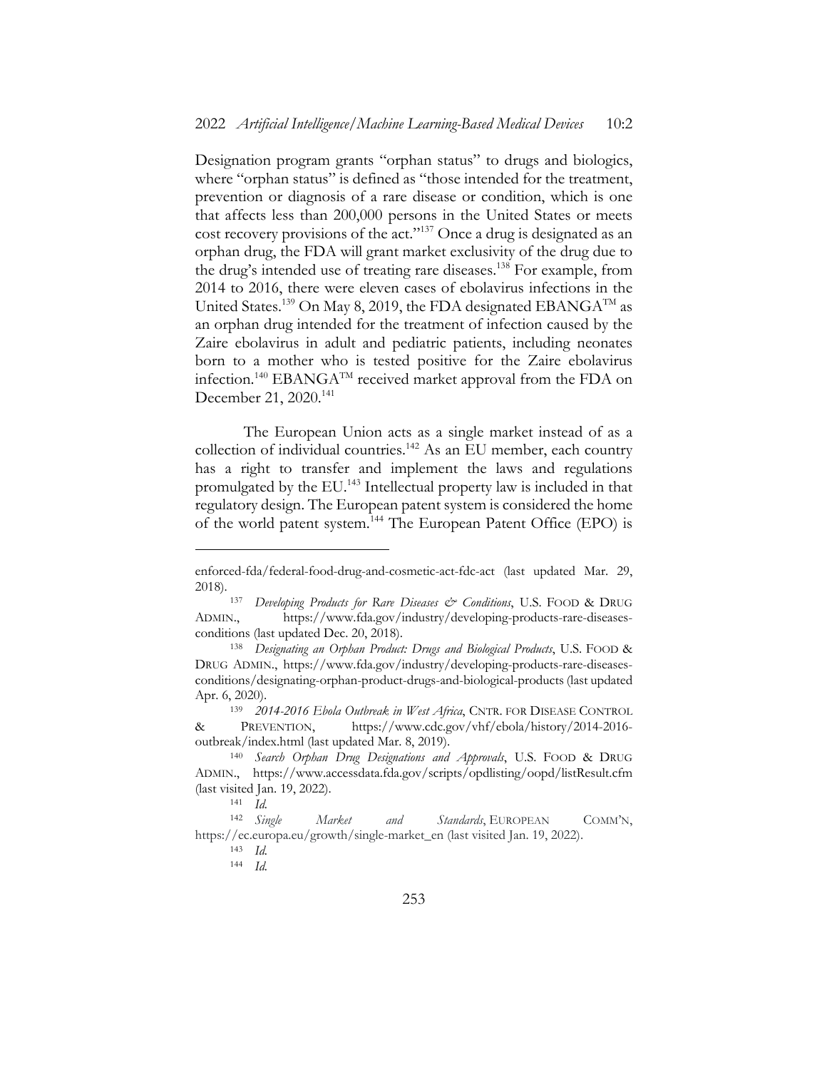Designation program grants "orphan status" to drugs and biologics, where "orphan status" is defined as "those intended for the treatment, prevention or diagnosis of a rare disease or condition, which is one that affects less than 200,000 persons in the United States or meets cost recovery provisions of the act."[137] Once a drug is designated as an orphan drug, the FDA will grant market exclusivity of the drug due to the drug's intended use of treating rare diseases.[138] For example, from 2014 to 2016, there were eleven cases of ebolavirus infections in the United States.[139] On May 8, 2019, the FDA designated EBANGA™ as an orphan drug intended for the treatment of infection caused by the Zaire ebolavirus in adult and pediatric patients, including neonates born to a mother who is tested positive for the Zaire ebolavirus infection.[140] EBANGA™ received market approval from the FDA on December 21, 2020.[141]

The European Union acts as a single market instead of as a collection of individual countries.[142] As an EU member, each country has a right to transfer and implement the laws and regulations promulgated by the EU.[143] Intellectual property law is included in that regulatory design. The European patent system is considered the home of the world patent system.[144] The European Patent Office (EPO) is

---

enforced-fda/federal-food-drug-and-cosmetic-act-fdc-act (last updated Mar. 29, 2018).

[137] *Developing Products for Rare Diseases & Conditions*, U.S. FOOD & DRUG ADMIN., https://www.fda.gov/industry/developing-products-rare-diseases-conditions (last updated Dec. 20, 2018).

[138] *Designating an Orphan Product: Drugs and Biological Products*, U.S. FOOD & DRUG ADMIN., https://www.fda.gov/industry/developing-products-rare-diseases-conditions/designating-orphan-product-drugs-and-biological-products (last updated Apr. 6, 2020).

[139] *2014-2016 Ebola Outbreak in West Africa*, CNTR. FOR DISEASE CONTROL & PREVENTION, https://www.cdc.gov/vhf/ebola/history/2014-2016-outbreak/index.html (last updated Mar. 8, 2019).

[140] *Search Orphan Drug Designations and Approvals*, U.S. FOOD & DRUG ADMIN., https://www.accessdata.fda.gov/scripts/opdlisting/oopd/listResult.cfm (last visited Jan. 19, 2022).

[141] *Id.*

[142] *Single Market and Standards*, EUROPEAN COMM'N, https://ec.europa.eu/growth/single-market_en (last visited Jan. 19, 2022).

[143] *Id.*

[144] *Id.*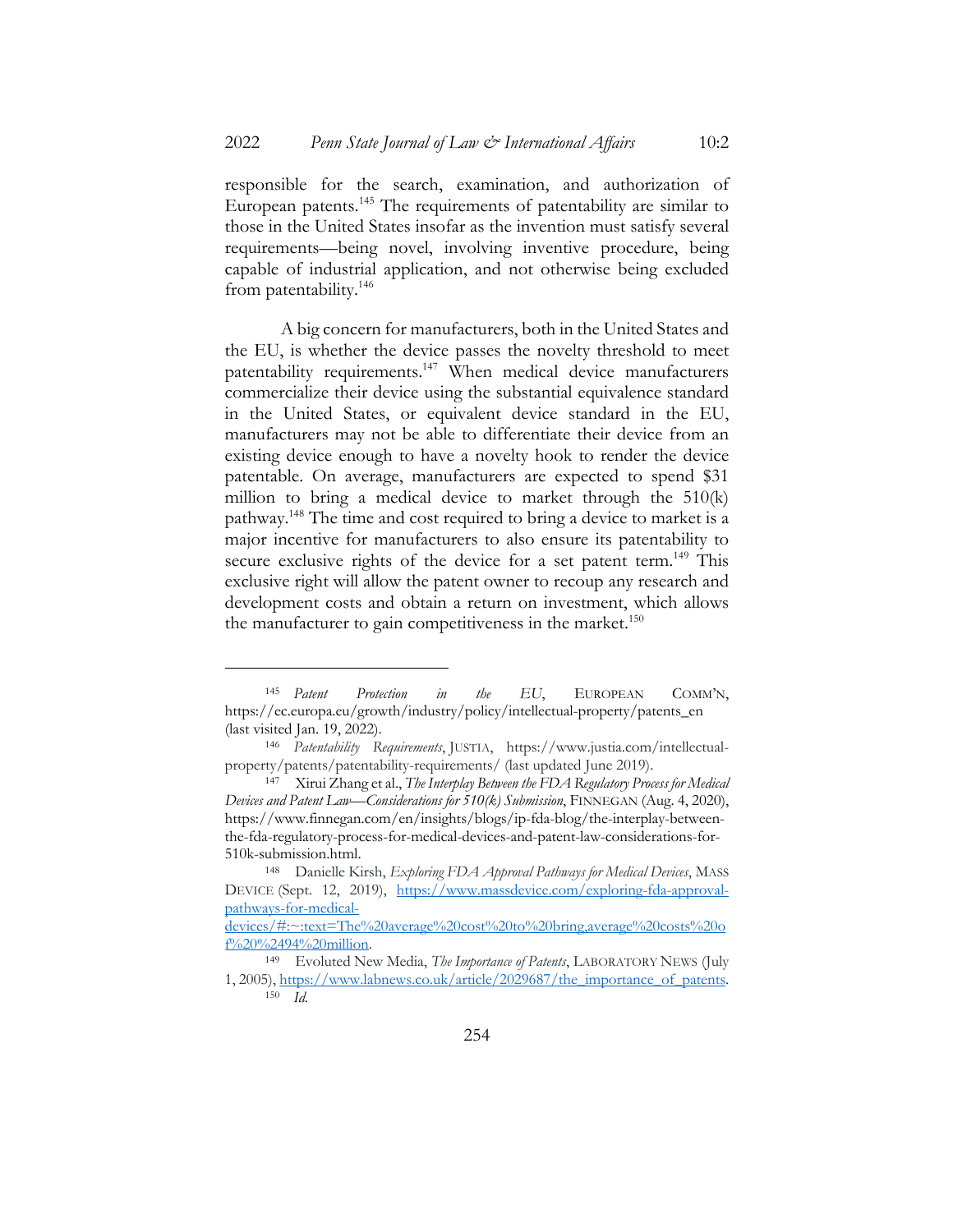responsible for the search, examination, and authorization of European patents.[145] The requirements of patentability are similar to those in the United States insofar as the invention must satisfy several requirements—being novel, involving inventive procedure, being capable of industrial application, and not otherwise being excluded from patentability.[146]

A big concern for manufacturers, both in the United States and the EU, is whether the device passes the novelty threshold to meet patentability requirements.[147] When medical device manufacturers commercialize their device using the substantial equivalence standard in the United States, or equivalent device standard in the EU, manufacturers may not be able to differentiate their device from an existing device enough to have a novelty hook to render the device patentable. On average, manufacturers are expected to spend $31 million to bring a medical device to market through the 510(k) pathway.[148] The time and cost required to bring a device to market is a major incentive for manufacturers to also ensure its patentability to secure exclusive rights of the device for a set patent term.[149] This exclusive right will allow the patent owner to recoup any research and development costs and obtain a return on investment, which allows the manufacturer to gain competitiveness in the market.[150]

---

[145] *Patent Protection in the EU*, EUROPEAN COMM'N, https://ec.europa.eu/growth/industry/policy/intellectual-property/patents_en (last visited Jan. 19, 2022).

[146] *Patentability Requirements*, JUSTIA, https://www.justia.com/intellectual-property/patents/patentability-requirements/ (last updated June 2019).

[147] Xirui Zhang et al., *The Interplay Between the FDA Regulatory Process for Medical Devices and Patent Law—Considerations for 510(k) Submission*, FINNEGAN (Aug. 4, 2020), https://www.finnegan.com/en/insights/blogs/ip-fda-blog/the-interplay-between-the-fda-regulatory-process-for-medical-devices-and-patent-law-considerations-for-510k-submission.html.

[148] Danielle Kirsh, *Exploring FDA Approval Pathways for Medical Devices*, MASS DEVICE (Sept. 12, 2019), https://www.massdevice.com/exploring-fda-approval-pathways-for-medical-devices/#:~:text=The%20average%20cost%20to%20bring,average%20costs%20of%20%2494%20million.

[149] Evoluted New Media, *The Importance of Patents*, LABORATORY NEWS (July 1, 2005), https://www.labnews.co.uk/article/2029687/the_importance_of_patents.

[150] *Id.*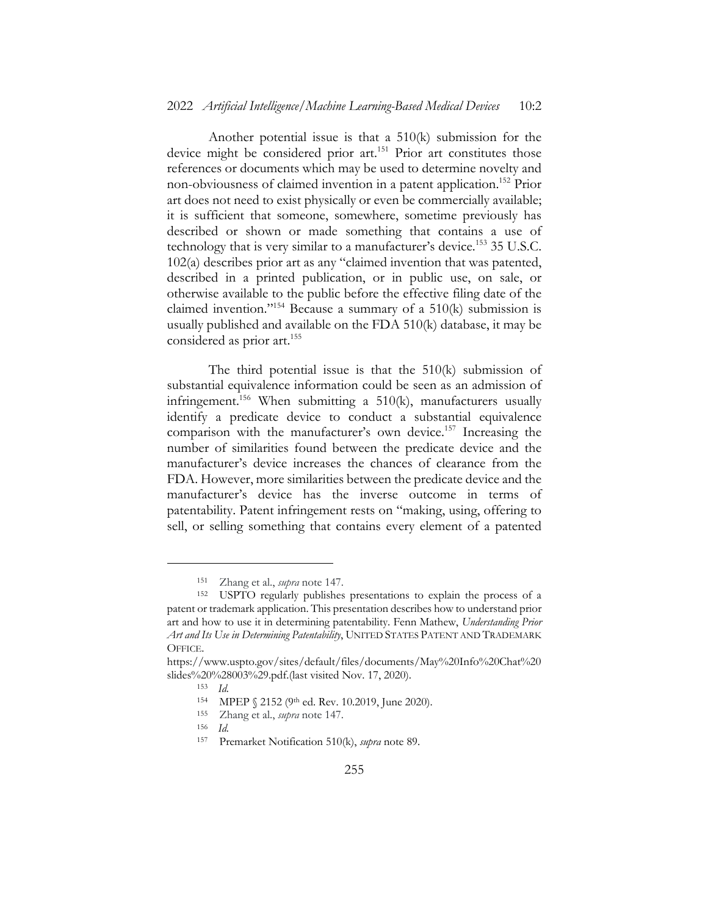Another potential issue is that a 510(k) submission for the device might be considered prior art.[151] Prior art constitutes those references or documents which may be used to determine novelty and non-obviousness of claimed invention in a patent application.[152] Prior art does not need to exist physically or even be commercially available; it is sufficient that someone, somewhere, sometime previously has described or shown or made something that contains a use of technology that is very similar to a manufacturer's device.[153] 35 U.S.C. 102(a) describes prior art as any "claimed invention that was patented, described in a printed publication, or in public use, on sale, or otherwise available to the public before the effective filing date of the claimed invention."[154] Because a summary of a 510(k) submission is usually published and available on the FDA 510(k) database, it may be considered as prior art.[155]

The third potential issue is that the 510(k) submission of substantial equivalence information could be seen as an admission of infringement.[156] When submitting a 510(k), manufacturers usually identify a predicate device to conduct a substantial equivalence comparison with the manufacturer's own device.[157] Increasing the number of similarities found between the predicate device and the manufacturer's device increases the chances of clearance from the FDA. However, more similarities between the predicate device and the manufacturer's device has the inverse outcome in terms of patentability. Patent infringement rests on "making, using, offering to sell, or selling something that contains every element of a patented

---

[151] Zhang et al., *supra* note 147.

[152] USPTO regularly publishes presentations to explain the process of a patent or trademark application. This presentation describes how to understand prior art and how to use it in determining patentability. Fenn Mathew, *Understanding Prior Art and Its Use in Determining Patentability*, UNITED STATES PATENT AND TRADEMARK OFFICE. https://www.uspto.gov/sites/default/files/documents/May%20Info%20Chat%20slides%20%28003%29.pdf.(last visited Nov. 17, 2020).

[153] *Id.*

[154] MPEP § 2152 (9th ed. Rev. 10.2019, June 2020).

[155] Zhang et al., *supra* note 147.

[156] *Id.*

[157] Premarket Notification 510(k), *supra* note 89.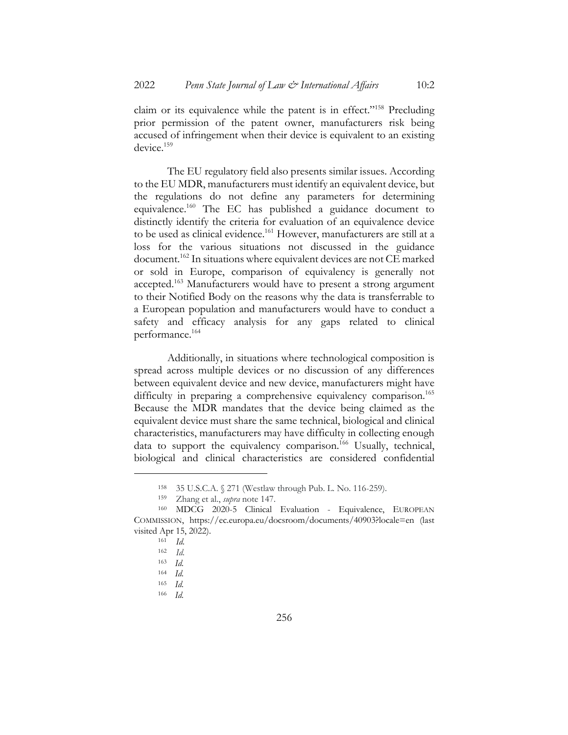claim or its equivalence while the patent is in effect."[158] Precluding prior permission of the patent owner, manufacturers risk being accused of infringement when their device is equivalent to an existing device.[159]

The EU regulatory field also presents similar issues. According to the EU MDR, manufacturers must identify an equivalent device, but the regulations do not define any parameters for determining equivalence.[160] The EC has published a guidance document to distinctly identify the criteria for evaluation of an equivalence device to be used as clinical evidence.[161] However, manufacturers are still at a loss for the various situations not discussed in the guidance document.[162] In situations where equivalent devices are not CE marked or sold in Europe, comparison of equivalency is generally not accepted.[163] Manufacturers would have to present a strong argument to their Notified Body on the reasons why the data is transferrable to a European population and manufacturers would have to conduct a safety and efficacy analysis for any gaps related to clinical performance.[164]

Additionally, in situations where technological composition is spread across multiple devices or no discussion of any differences between equivalent device and new device, manufacturers might have difficulty in preparing a comprehensive equivalency comparison.[165] Because the MDR mandates that the device being claimed as the equivalent device must share the same technical, biological and clinical characteristics, manufacturers may have difficulty in collecting enough data to support the equivalency comparison.[166] Usually, technical, biological and clinical characteristics are considered confidential

---

[158] 35 U.S.C.A. § 271 (Westlaw through Pub. L. No. 116-259).

[159] Zhang et al., *supra* note 147.

[160] MDCG 2020-5 Clinical Evaluation - Equivalence, EUROPEAN COMMISSION, https://ec.europa.eu/docsroom/documents/40903?locale=en (last visited Apr 15, 2022).

[161] *Id.*

[162] *Id.*

[163] *Id.*

[164] *Id.*

[165] *Id.*

[166] *Id.*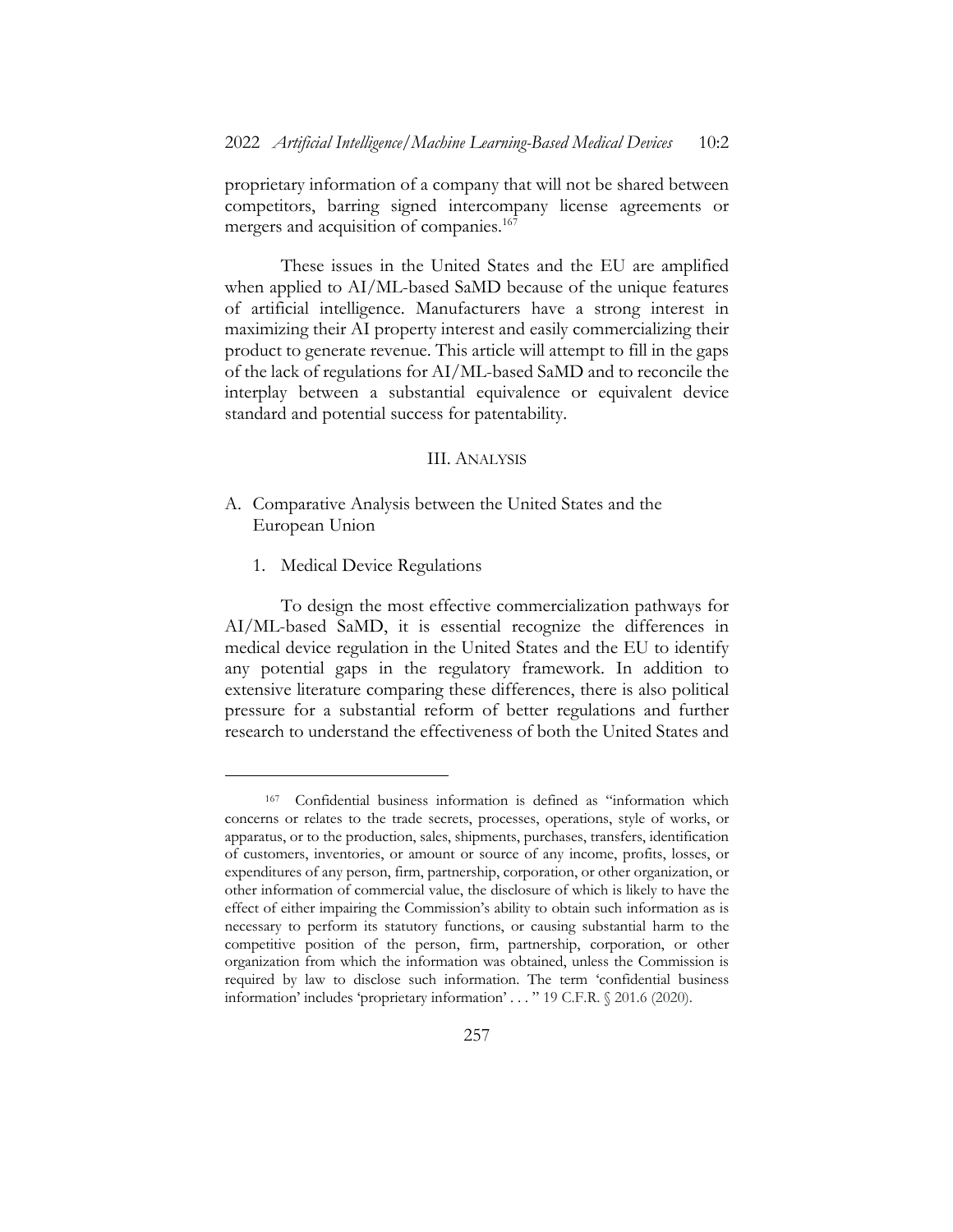proprietary information of a company that will not be shared between competitors, barring signed intercompany license agreements or mergers and acquisition of companies.[167]

These issues in the United States and the EU are amplified when applied to AI/ML-based SaMD because of the unique features of artificial intelligence. Manufacturers have a strong interest in maximizing their AI property interest and easily commercializing their product to generate revenue. This article will attempt to fill in the gaps of the lack of regulations for AI/ML-based SaMD and to reconcile the interplay between a substantial equivalence or equivalent device standard and potential success for patentability.

## III. Analysis

### A. Comparative Analysis between the United States and the European Union

#### 1. Medical Device Regulations

To design the most effective commercialization pathways for AI/ML-based SaMD, it is essential recognize the differences in medical device regulation in the United States and the EU to identify any potential gaps in the regulatory framework. In addition to extensive literature comparing these differences, there is also political pressure for a substantial reform of better regulations and further research to understand the effectiveness of both the United States and

---

[167] Confidential business information is defined as "information which concerns or relates to the trade secrets, processes, operations, style of works, or apparatus, or to the production, sales, shipments, purchases, transfers, identification of customers, inventories, or amount or source of any income, profits, losses, or expenditures of any person, firm, partnership, corporation, or other organization, or other information of commercial value, the disclosure of which is likely to have the effect of either impairing the Commission's ability to obtain such information as is necessary to perform its statutory functions, or causing substantial harm to the competitive position of the person, firm, partnership, corporation, or other organization from which the information was obtained, unless the Commission is required by law to disclose such information. The term 'confidential business information' includes 'proprietary information' . . . " 19 C.F.R. § 201.6 (2020).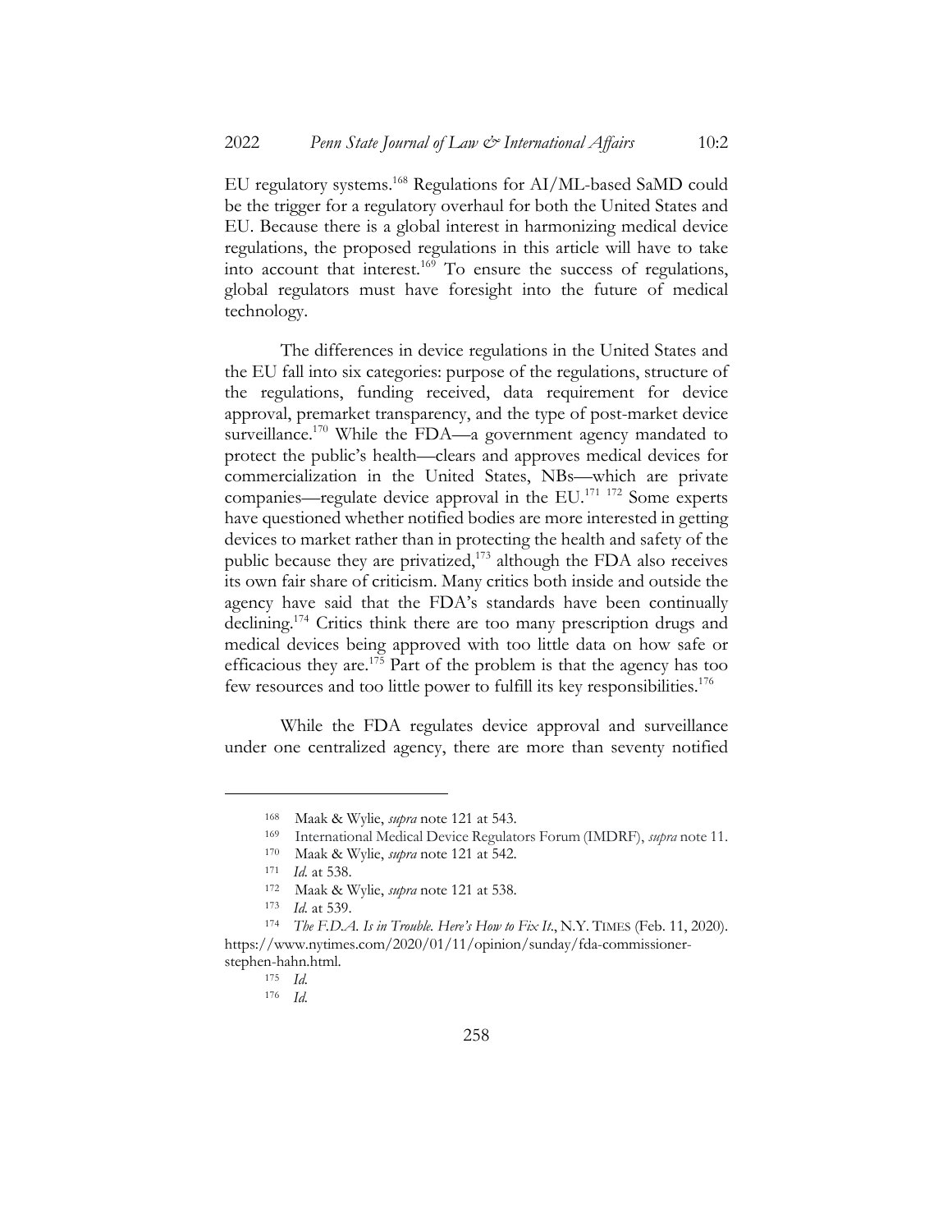EU regulatory systems.[168] Regulations for AI/ML-based SaMD could be the trigger for a regulatory overhaul for both the United States and EU. Because there is a global interest in harmonizing medical device regulations, the proposed regulations in this article will have to take into account that interest.[169] To ensure the success of regulations, global regulators must have foresight into the future of medical technology.

The differences in device regulations in the United States and the EU fall into six categories: purpose of the regulations, structure of the regulations, funding received, data requirement for device approval, premarket transparency, and the type of post-market device surveillance.[170] While the FDA—a government agency mandated to protect the public's health—clears and approves medical devices for commercialization in the United States, NBs—which are private companies—regulate device approval in the EU.[171] [172] Some experts have questioned whether notified bodies are more interested in getting devices to market rather than in protecting the health and safety of the public because they are privatized,[173] although the FDA also receives its own fair share of criticism. Many critics both inside and outside the agency have said that the FDA's standards have been continually declining.[174] Critics think there are too many prescription drugs and medical devices being approved with too little data on how safe or efficacious they are.[175] Part of the problem is that the agency has too few resources and too little power to fulfill its key responsibilities.[176]

While the FDA regulates device approval and surveillance under one centralized agency, there are more than seventy notified

---

[168] Maak & Wylie, *supra* note 121 at 543.

[169] International Medical Device Regulators Forum (IMDRF), *supra* note 11.

[170] Maak & Wylie, *supra* note 121 at 542.

[171] *Id.* at 538.

[172] Maak & Wylie, *supra* note 121 at 538.

[173] *Id.* at 539.

[174] *The F.D.A. Is in Trouble. Here's How to Fix It.*, N.Y. TIMES (Feb. 11, 2020). https://www.nytimes.com/2020/01/11/opinion/sunday/fda-commissioner-stephen-hahn.html.

[175] *Id.*

[176] *Id.*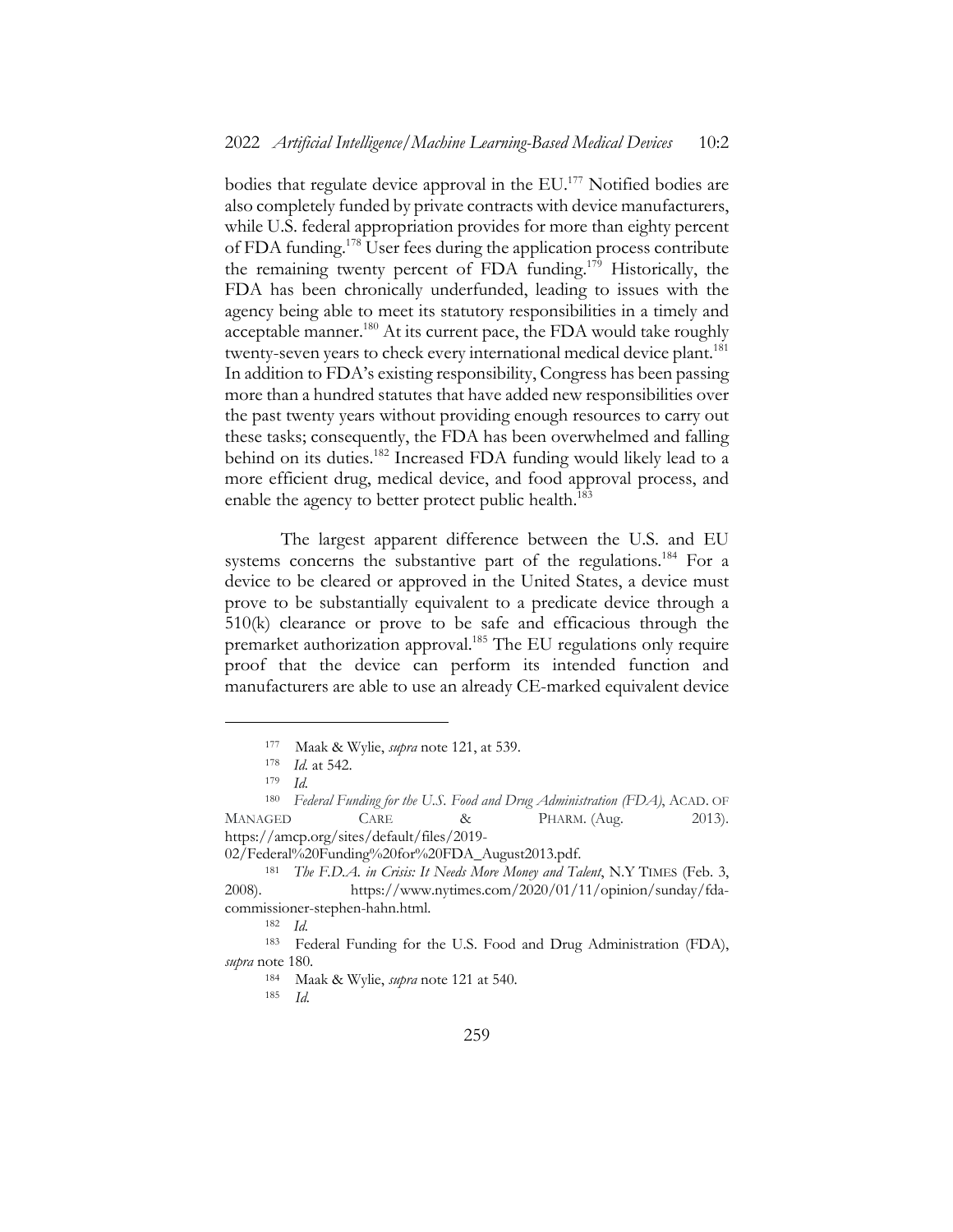bodies that regulate device approval in the EU.[177] Notified bodies are also completely funded by private contracts with device manufacturers, while U.S. federal appropriation provides for more than eighty percent of FDA funding.[178] User fees during the application process contribute the remaining twenty percent of FDA funding.[179] Historically, the FDA has been chronically underfunded, leading to issues with the agency being able to meet its statutory responsibilities in a timely and acceptable manner.[180] At its current pace, the FDA would take roughly twenty-seven years to check every international medical device plant.[181] In addition to FDA's existing responsibility, Congress has been passing more than a hundred statutes that have added new responsibilities over the past twenty years without providing enough resources to carry out these tasks; consequently, the FDA has been overwhelmed and falling behind on its duties.[182] Increased FDA funding would likely lead to a more efficient drug, medical device, and food approval process, and enable the agency to better protect public health.[183]

The largest apparent difference between the U.S. and EU systems concerns the substantive part of the regulations.[184] For a device to be cleared or approved in the United States, a device must prove to be substantially equivalent to a predicate device through a 510(k) clearance or prove to be safe and efficacious through the premarket authorization approval.[185] The EU regulations only require proof that the device can perform its intended function and manufacturers are able to use an already CE-marked equivalent device

---

[177] Maak & Wylie, *supra* note 121, at 539.

[178] *Id.* at 542.

[179] *Id.*

[180] *Federal Funding for the U.S. Food and Drug Administration (FDA)*, ACAD. OF MANAGED CARE & PHARM. (Aug. 2013). https://amcp.org/sites/default/files/2019-02/Federal%20Funding%20for%20FDA_August2013.pdf.

[181] *The F.D.A. in Crisis: It Needs More Money and Talent*, N.Y TIMES (Feb. 3, 2008). https://www.nytimes.com/2020/01/11/opinion/sunday/fda-commissioner-stephen-hahn.html.

[182] *Id.*

[183] Federal Funding for the U.S. Food and Drug Administration (FDA), *supra* note 180.

[184] Maak & Wylie, *supra* note 121 at 540.

[185] *Id.*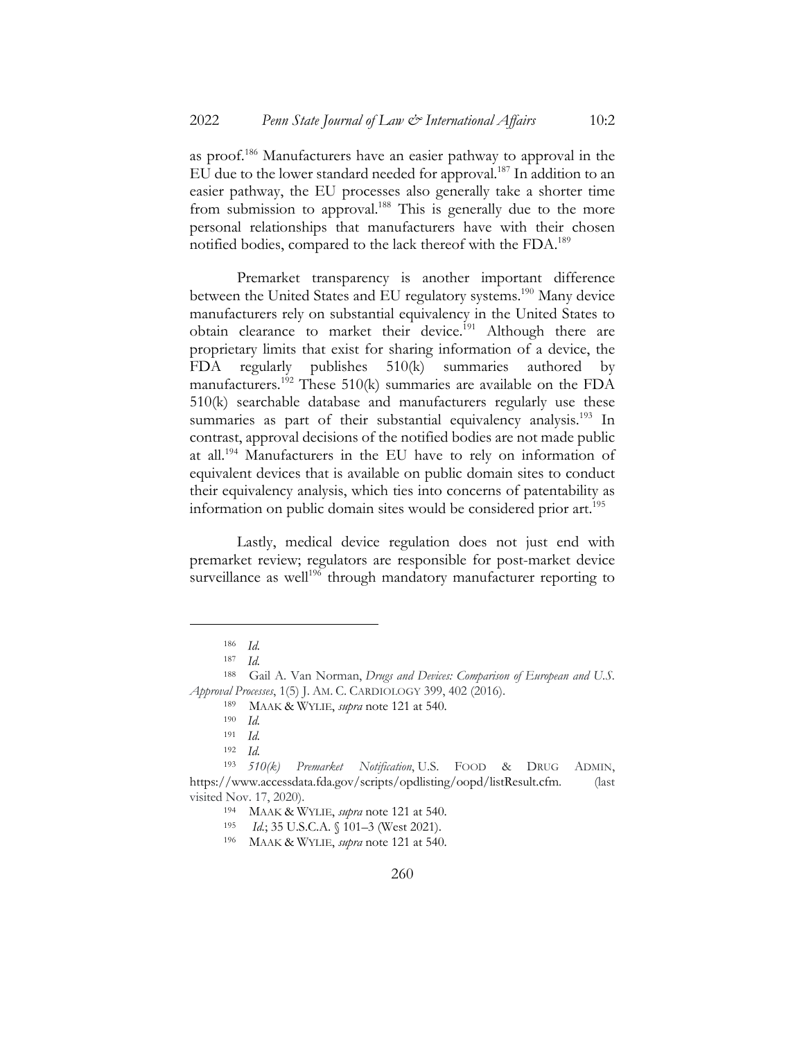as proof.[186] Manufacturers have an easier pathway to approval in the EU due to the lower standard needed for approval.[187] In addition to an easier pathway, the EU processes also generally take a shorter time from submission to approval.[188] This is generally due to the more personal relationships that manufacturers have with their chosen notified bodies, compared to the lack thereof with the FDA.[189]

Premarket transparency is another important difference between the United States and EU regulatory systems.[190] Many device manufacturers rely on substantial equivalency in the United States to obtain clearance to market their device.[191] Although there are proprietary limits that exist for sharing information of a device, the FDA regularly publishes 510(k) summaries authored by manufacturers.[192] These 510(k) summaries are available on the FDA 510(k) searchable database and manufacturers regularly use these summaries as part of their substantial equivalency analysis.[193] In contrast, approval decisions of the notified bodies are not made public at all.[194] Manufacturers in the EU have to rely on information of equivalent devices that is available on public domain sites to conduct their equivalency analysis, which ties into concerns of patentability as information on public domain sites would be considered prior art.[195]

Lastly, medical device regulation does not just end with premarket review; regulators are responsible for post-market device surveillance as well[196] through mandatory manufacturer reporting to

---

[186] *Id.*

[187] *Id.*

[188] Gail A. Van Norman, *Drugs and Devices: Comparison of European and U.S. Approval Processes*, 1(5) J. AM. C. CARDIOLOGY 399, 402 (2016).

[189] MAAK & WYLIE, *supra* note 121 at 540.

[190] *Id.*

[191] *Id.*

[192] *Id.*

[193] *510(k) Premarket Notification*, U.S. FOOD & DRUG ADMIN, https://www.accessdata.fda.gov/scripts/opdlisting/oopd/listResult.cfm. (last visited Nov. 17, 2020).

[194] MAAK & WYLIE, *supra* note 121 at 540.

[195] *Id.*; 35 U.S.C.A. § 101–3 (West 2021).

[196] MAAK & WYLIE, *supra* note 121 at 540.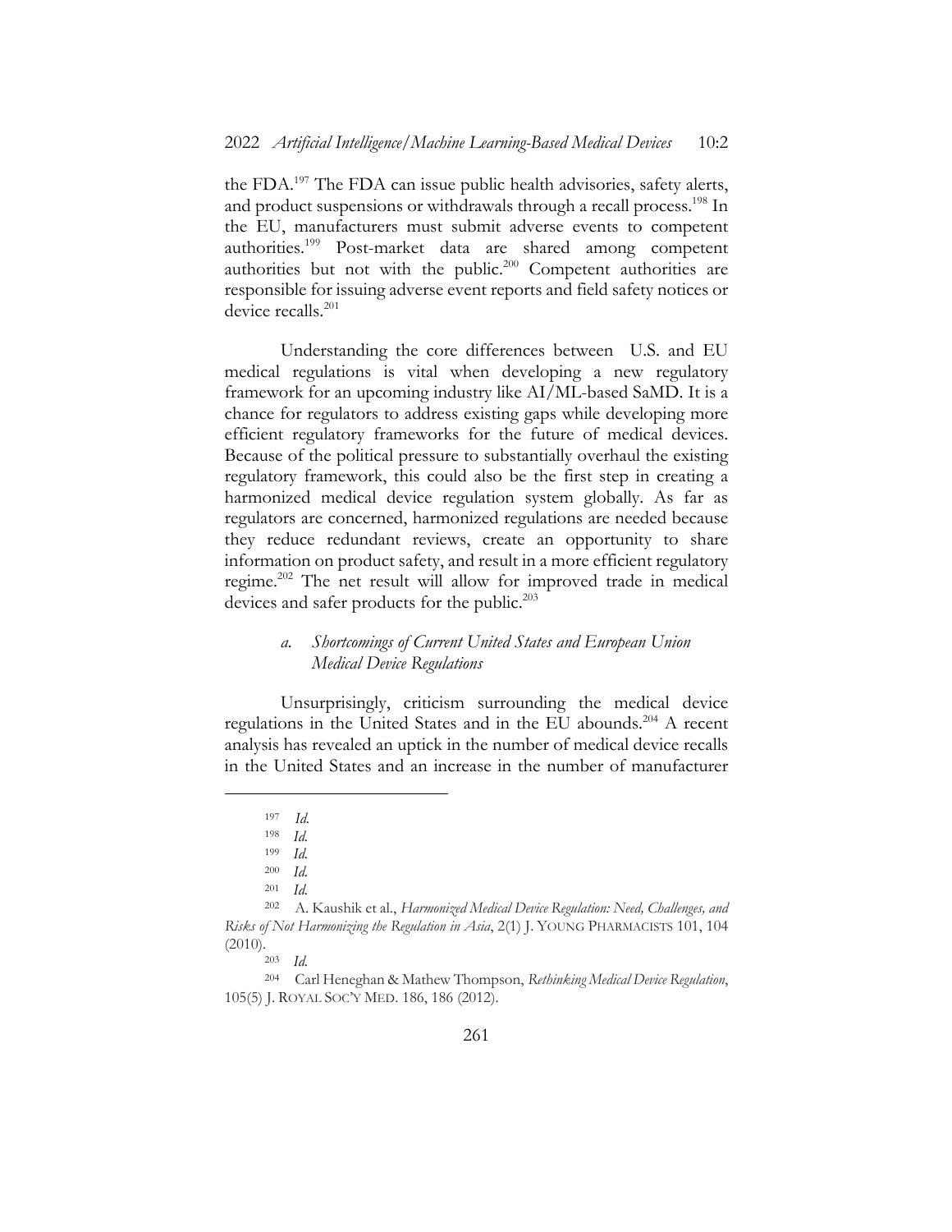the FDA.[197] The FDA can issue public health advisories, safety alerts, and product suspensions or withdrawals through a recall process.[198] In the EU, manufacturers must submit adverse events to competent authorities.[199] Post-market data are shared among competent authorities but not with the public.[200] Competent authorities are responsible for issuing adverse event reports and field safety notices or device recalls.[201]

Understanding the core differences between U.S. and EU medical regulations is vital when developing a new regulatory framework for an upcoming industry like AI/ML-based SaMD. It is a chance for regulators to address existing gaps while developing more efficient regulatory frameworks for the future of medical devices. Because of the political pressure to substantially overhaul the existing regulatory framework, this could also be the first step in creating a harmonized medical device regulation system globally. As far as regulators are concerned, harmonized regulations are needed because they reduce redundant reviews, create an opportunity to share information on product safety, and result in a more efficient regulatory regime.[202] The net result will allow for improved trade in medical devices and safer products for the public.[203]

### *a. Shortcomings of Current United States and European Union Medical Device Regulations*

Unsurprisingly, criticism surrounding the medical device regulations in the United States and in the EU abounds.[204] A recent analysis has revealed an uptick in the number of medical device recalls in the United States and an increase in the number of manufacturer

---

[197] *Id.*

[198] *Id.*

[199] *Id.*

[200] *Id.*

[201] *Id.*

[202] A. Kaushik et al., *Harmonized Medical Device Regulation: Need, Challenges, and Risks of Not Harmonizing the Regulation in Asia*, 2(1) J. YOUNG PHARMACISTS 101, 104 (2010).

[203] *Id.*

[204] Carl Heneghan & Mathew Thompson, *Rethinking Medical Device Regulation*, 105(5) J. ROYAL SOC'Y MED. 186, 186 (2012).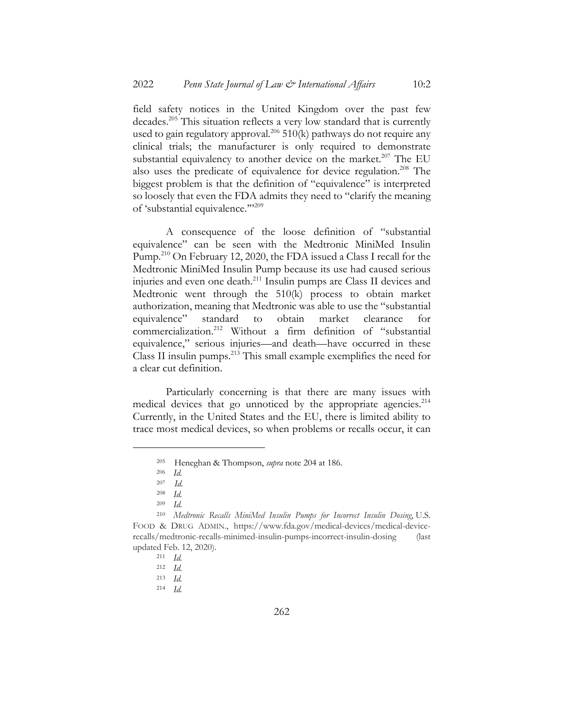field safety notices in the United Kingdom over the past few decades.[205] This situation reflects a very low standard that is currently used to gain regulatory approval.[206] 510(k) pathways do not require any clinical trials; the manufacturer is only required to demonstrate substantial equivalency to another device on the market.[207] The EU also uses the predicate of equivalence for device regulation.[208] The biggest problem is that the definition of "equivalence" is interpreted so loosely that even the FDA admits they need to "clarify the meaning of 'substantial equivalence.'"[209]

A consequence of the loose definition of "substantial equivalence" can be seen with the Medtronic MiniMed Insulin Pump.[210] On February 12, 2020, the FDA issued a Class I recall for the Medtronic MiniMed Insulin Pump because its use had caused serious injuries and even one death.[211] Insulin pumps are Class II devices and Medtronic went through the 510(k) process to obtain market authorization, meaning that Medtronic was able to use the "substantial equivalence" standard to obtain market clearance for commercialization.[212] Without a firm definition of "substantial equivalence," serious injuries—and death—have occurred in these Class II insulin pumps.[213] This small example exemplifies the need for a clear cut definition.

Particularly concerning is that there are many issues with medical devices that go unnoticed by the appropriate agencies.[214] Currently, in the United States and the EU, there is limited ability to trace most medical devices, so when problems or recalls occur, it can

---

[205] Heneghan & Thompson, *supra* note 204 at 186.

[206] *Id.*

[207] *Id.*

[208] *Id.*

[209] *Id.*

[210] *Medtronic Recalls MiniMed Insulin Pumps for Incorrect Insulin Dosing*, U.S. FOOD & DRUG ADMIN., https://www.fda.gov/medical-devices/medical-device-recalls/medtronic-recalls-minimed-insulin-pumps-incorrect-insulin-dosing (last updated Feb. 12, 2020).

[211] *Id.*

[212] *Id.*

[213] *Id.*

[214] *Id.*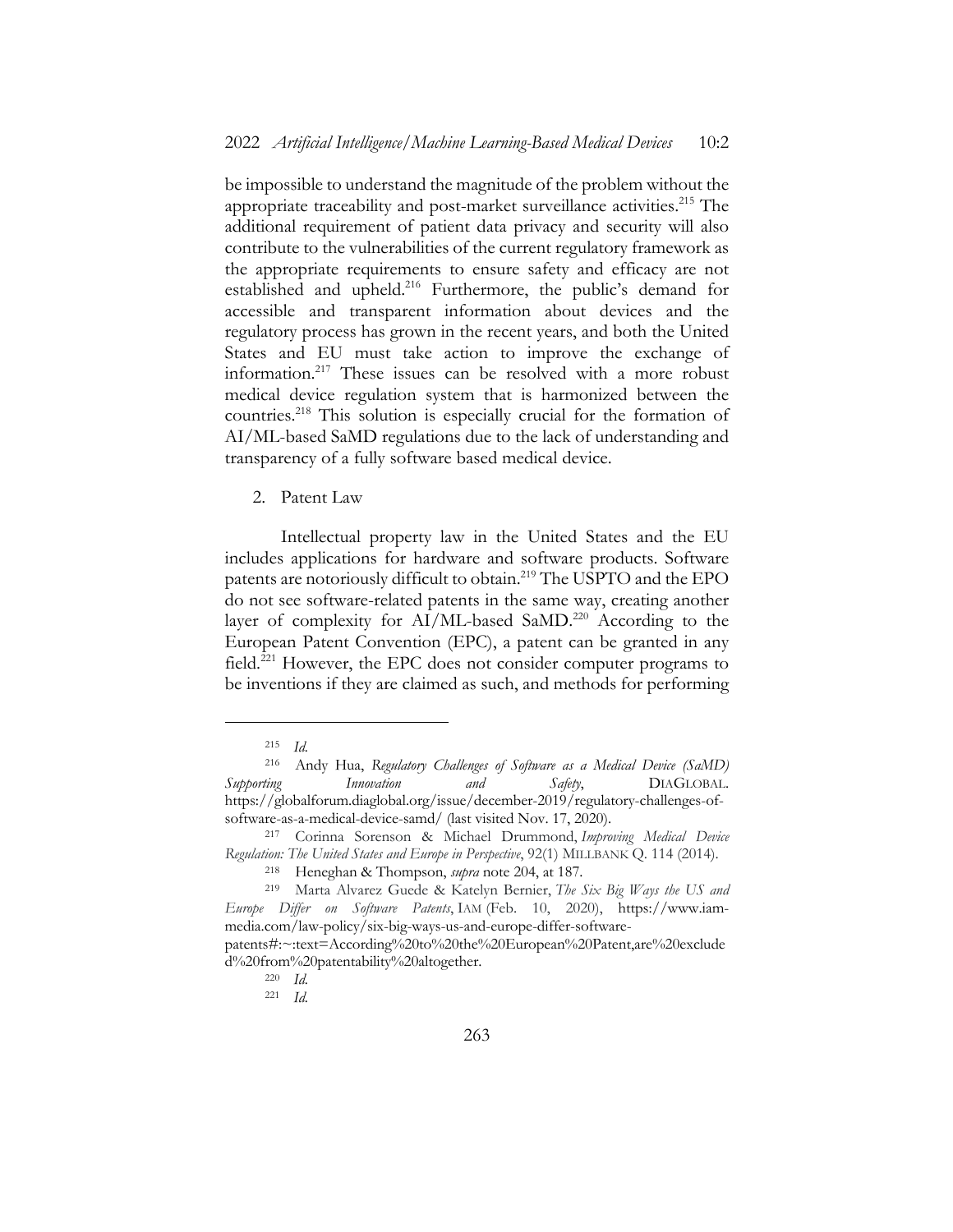be impossible to understand the magnitude of the problem without the appropriate traceability and post-market surveillance activities.[215] The additional requirement of patient data privacy and security will also contribute to the vulnerabilities of the current regulatory framework as the appropriate requirements to ensure safety and efficacy are not established and upheld.[216] Furthermore, the public's demand for accessible and transparent information about devices and the regulatory process has grown in the recent years, and both the United States and EU must take action to improve the exchange of information.[217] These issues can be resolved with a more robust medical device regulation system that is harmonized between the countries.[218] This solution is especially crucial for the formation of AI/ML-based SaMD regulations due to the lack of understanding and transparency of a fully software based medical device.

2. Patent Law

Intellectual property law in the United States and the EU includes applications for hardware and software products. Software patents are notoriously difficult to obtain.[219] The USPTO and the EPO do not see software-related patents in the same way, creating another layer of complexity for AI/ML-based SaMD.[220] According to the European Patent Convention (EPC), a patent can be granted in any field.[221] However, the EPC does not consider computer programs to be inventions if they are claimed as such, and methods for performing

---

[215] *Id.*

[216] Andy Hua, *Regulatory Challenges of Software as a Medical Device (SaMD) Supporting Innovation and Safety*, DIAGLOBAL. https://globalforum.diaglobal.org/issue/december-2019/regulatory-challenges-of-software-as-a-medical-device-samd/ (last visited Nov. 17, 2020).

[217] Corinna Sorenson & Michael Drummond, *Improving Medical Device Regulation: The United States and Europe in Perspective*, 92(1) MILLBANK Q. 114 (2014).

[218] Heneghan & Thompson, *supra* note 204, at 187.

[219] Marta Alvarez Guede & Katelyn Bernier, *The Six Big Ways the US and Europe Differ on Software Patents*, IAM (Feb. 10, 2020), https://www.iam-media.com/law-policy/six-big-ways-us-and-europe-differ-software-patents#:~:text=According%20to%20the%20European%20Patent,are%20excluded%20from%20patentability%20altogether.

[220] *Id.*

[221] *Id.*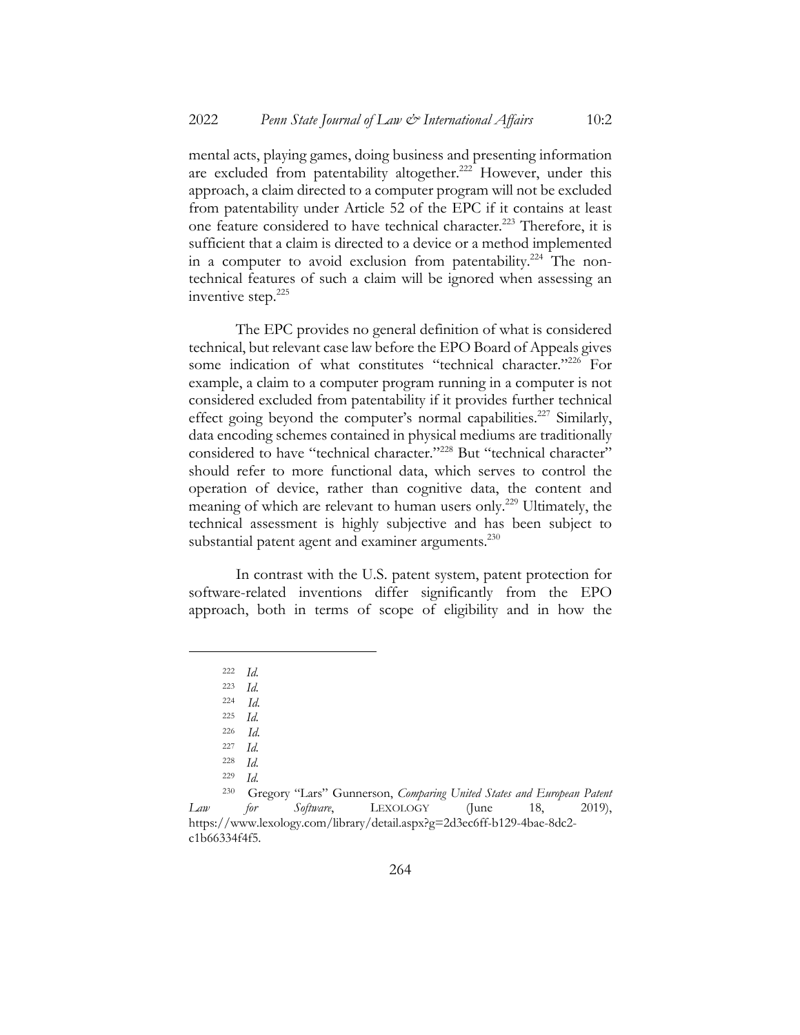mental acts, playing games, doing business and presenting information are excluded from patentability altogether.[222] However, under this approach, a claim directed to a computer program will not be excluded from patentability under Article 52 of the EPC if it contains at least one feature considered to have technical character.[223] Therefore, it is sufficient that a claim is directed to a device or a method implemented in a computer to avoid exclusion from patentability.[224] The non-technical features of such a claim will be ignored when assessing an inventive step.[225]

The EPC provides no general definition of what is considered technical, but relevant case law before the EPO Board of Appeals gives some indication of what constitutes "technical character."[226] For example, a claim to a computer program running in a computer is not considered excluded from patentability if it provides further technical effect going beyond the computer's normal capabilities.[227] Similarly, data encoding schemes contained in physical mediums are traditionally considered to have "technical character."[228] But "technical character" should refer to more functional data, which serves to control the operation of device, rather than cognitive data, the content and meaning of which are relevant to human users only.[229] Ultimately, the technical assessment is highly subjective and has been subject to substantial patent agent and examiner arguments.[230]

In contrast with the U.S. patent system, patent protection for software-related inventions differ significantly from the EPO approach, both in terms of scope of eligibility and in how the

---

[222] *Id.*

[223] *Id.*

[224] *Id.*

[225] *Id.*

[226] *Id.*

[227] *Id.*

[228] *Id.*

[229] *Id.*

[230] Gregory "Lars" Gunnerson, *Comparing United States and European Patent Law for Software*, LEXOLOGY (June 18, 2019), https://www.lexology.com/library/detail.aspx?g=2d3ec6ff-b129-4bae-8dc2-c1b66334f4f5.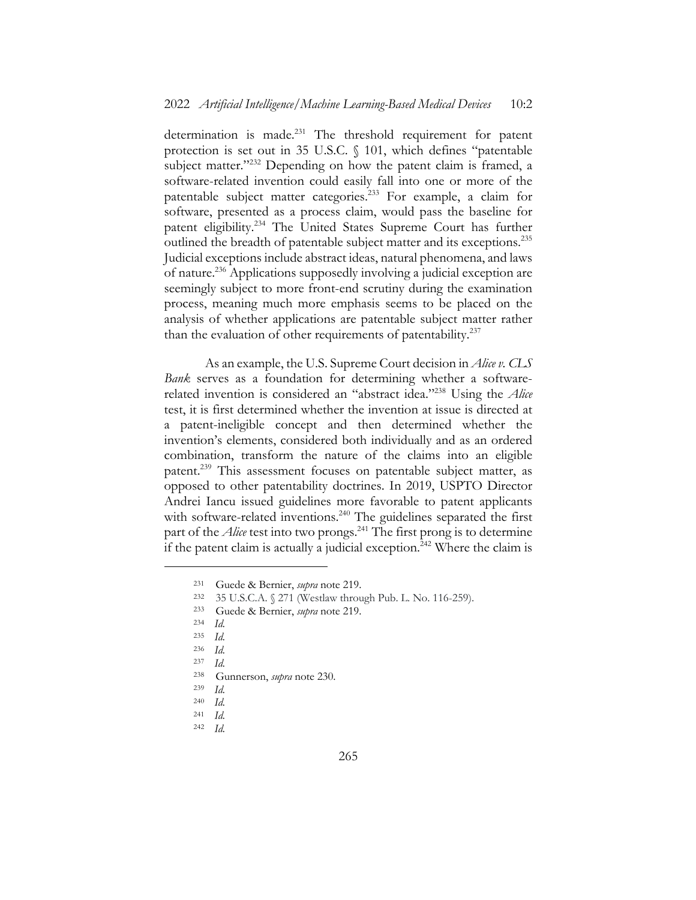determination is made.[231] The threshold requirement for patent protection is set out in 35 U.S.C. § 101, which defines "patentable subject matter."[232] Depending on how the patent claim is framed, a software-related invention could easily fall into one or more of the patentable subject matter categories.[233] For example, a claim for software, presented as a process claim, would pass the baseline for patent eligibility.[234] The United States Supreme Court has further outlined the breadth of patentable subject matter and its exceptions.[235] Judicial exceptions include abstract ideas, natural phenomena, and laws of nature.[236] Applications supposedly involving a judicial exception are seemingly subject to more front-end scrutiny during the examination process, meaning much more emphasis seems to be placed on the analysis of whether applications are patentable subject matter rather than the evaluation of other requirements of patentability.[237]

As an example, the U.S. Supreme Court decision in *Alice v. CLS Bank* serves as a foundation for determining whether a software-related invention is considered an "abstract idea."[238] Using the *Alice* test, it is first determined whether the invention at issue is directed at a patent-ineligible concept and then determined whether the invention's elements, considered both individually and as an ordered combination, transform the nature of the claims into an eligible patent.[239] This assessment focuses on patentable subject matter, as opposed to other patentability doctrines. In 2019, USPTO Director Andrei Iancu issued guidelines more favorable to patent applicants with software-related inventions.[240] The guidelines separated the first part of the *Alice* test into two prongs.[241] The first prong is to determine if the patent claim is actually a judicial exception.[242] Where the claim is

---

[231] Guede & Bernier, *supra* note 219.

[232] 35 U.S.C.A. § 271 (Westlaw through Pub. L. No. 116-259).

[233] Guede & Bernier, *supra* note 219.

[234] *Id.*

[235] *Id.*

[236] *Id.*

[237] *Id.*

[238] Gunnerson, *supra* note 230.

[239] *Id.*

[240] *Id.*

[241] *Id.*

[242] *Id.*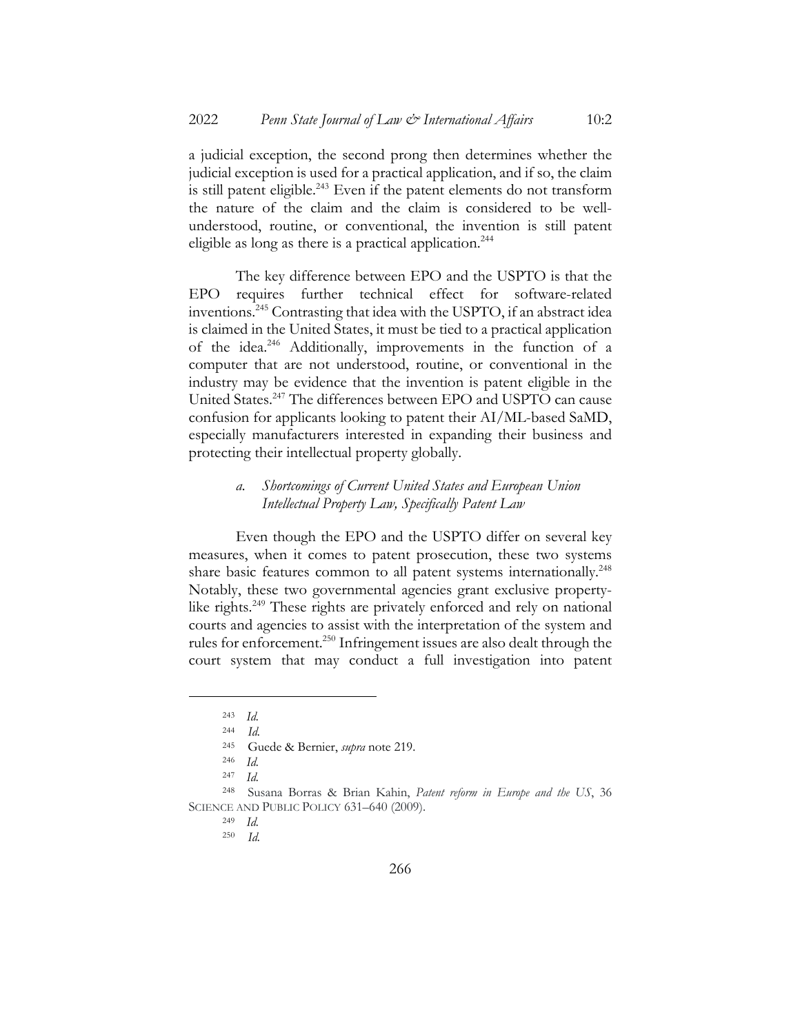a judicial exception, the second prong then determines whether the judicial exception is used for a practical application, and if so, the claim is still patent eligible.[243] Even if the patent elements do not transform the nature of the claim and the claim is considered to be well-understood, routine, or conventional, the invention is still patent eligible as long as there is a practical application.[244]

The key difference between EPO and the USPTO is that the EPO requires further technical effect for software-related inventions.[245] Contrasting that idea with the USPTO, if an abstract idea is claimed in the United States, it must be tied to a practical application of the idea.[246] Additionally, improvements in the function of a computer that are not understood, routine, or conventional in the industry may be evidence that the invention is patent eligible in the United States.[247] The differences between EPO and USPTO can cause confusion for applicants looking to patent their AI/ML-based SaMD, especially manufacturers interested in expanding their business and protecting their intellectual property globally.

### *a. Shortcomings of Current United States and European Union Intellectual Property Law, Specifically Patent Law*

Even though the EPO and the USPTO differ on several key measures, when it comes to patent prosecution, these two systems share basic features common to all patent systems internationally.[248] Notably, these two governmental agencies grant exclusive property-like rights.[249] These rights are privately enforced and rely on national courts and agencies to assist with the interpretation of the system and rules for enforcement.[250] Infringement issues are also dealt through the court system that may conduct a full investigation into patent

---

[243] *Id.*

[244] *Id.*

[245] Guede & Bernier, *supra* note 219.

[246] *Id.*

[247] *Id.*

[248] Susana Borras & Brian Kahin, *Patent reform in Europe and the US*, 36 SCIENCE AND PUBLIC POLICY 631–640 (2009).

[249] *Id.*

[250] *Id.*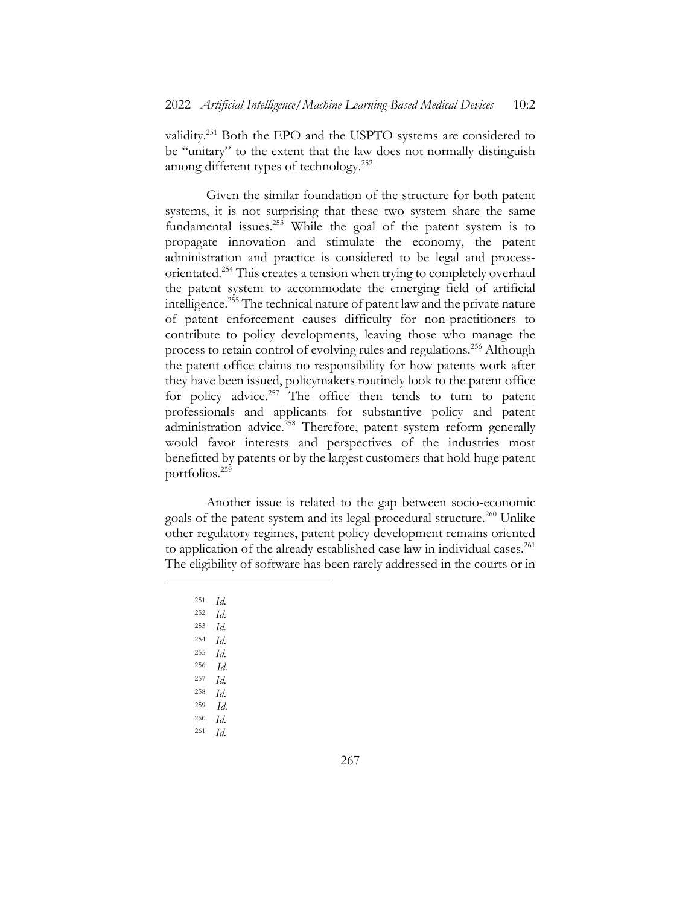validity.[251] Both the EPO and the USPTO systems are considered to be "unitary" to the extent that the law does not normally distinguish among different types of technology.[252]

Given the similar foundation of the structure for both patent systems, it is not surprising that these two system share the same fundamental issues.[253] While the goal of the patent system is to propagate innovation and stimulate the economy, the patent administration and practice is considered to be legal and process-orientated.[254] This creates a tension when trying to completely overhaul the patent system to accommodate the emerging field of artificial intelligence.[255] The technical nature of patent law and the private nature of patent enforcement causes difficulty for non-practitioners to contribute to policy developments, leaving those who manage the process to retain control of evolving rules and regulations.[256] Although the patent office claims no responsibility for how patents work after they have been issued, policymakers routinely look to the patent office for policy advice.[257] The office then tends to turn to patent professionals and applicants for substantive policy and patent administration advice.[258] Therefore, patent system reform generally would favor interests and perspectives of the industries most benefitted by patents or by the largest customers that hold huge patent portfolios.[259]

Another issue is related to the gap between socio-economic goals of the patent system and its legal-procedural structure.[260] Unlike other regulatory regimes, patent policy development remains oriented to application of the already established case law in individual cases.[261] The eligibility of software has been rarely addressed in the courts or in

---

[251] *Id.*

[252] *Id.*

[253] *Id.*

[254] *Id.*

[255] *Id.*

[256] *Id.*

[257] *Id.*

[258] *Id.*

[259] *Id.*

[260] *Id.*

[261] *Id.*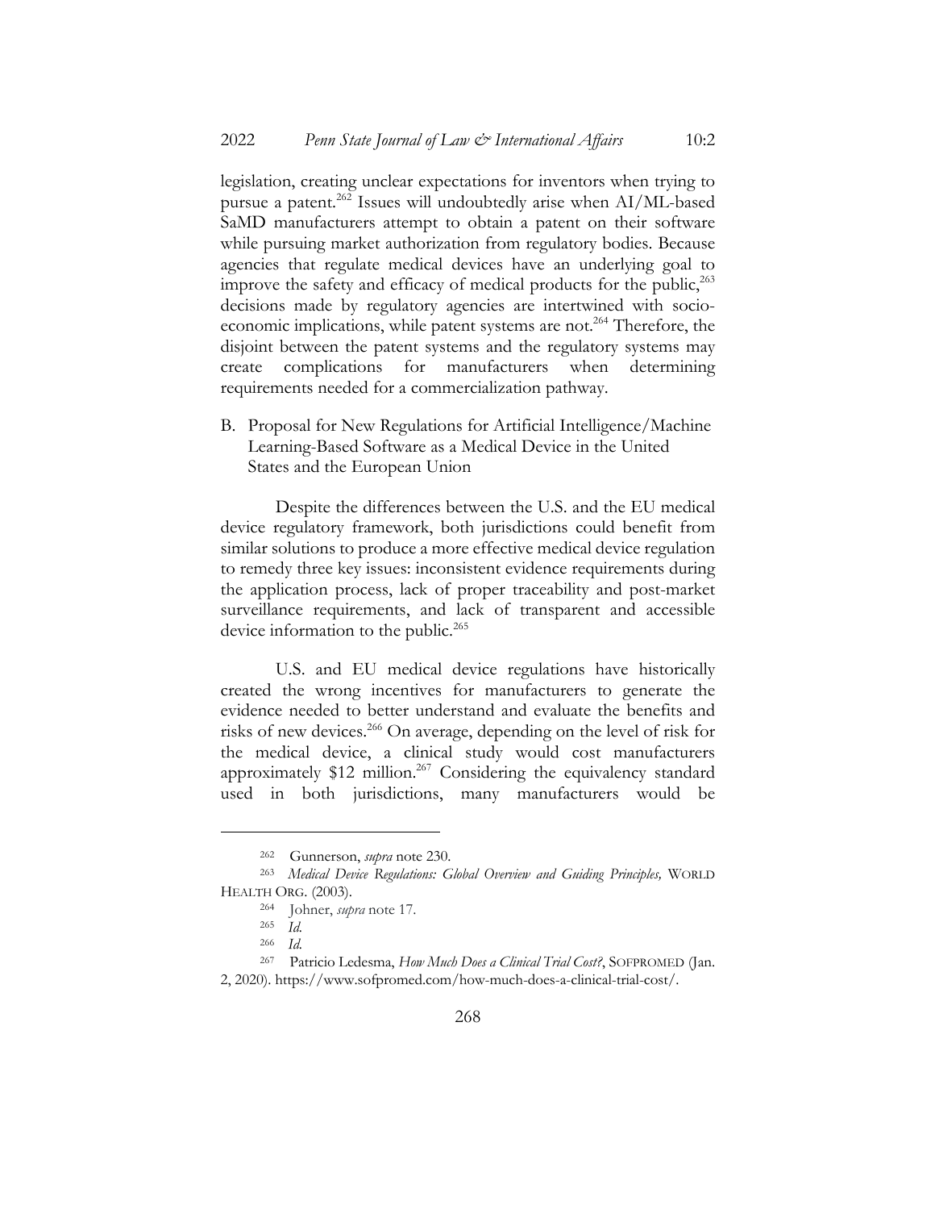legislation, creating unclear expectations for inventors when trying to pursue a patent.[262] Issues will undoubtedly arise when AI/ML-based SaMD manufacturers attempt to obtain a patent on their software while pursuing market authorization from regulatory bodies. Because agencies that regulate medical devices have an underlying goal to improve the safety and efficacy of medical products for the public,[263] decisions made by regulatory agencies are intertwined with socio-economic implications, while patent systems are not.[264] Therefore, the disjoint between the patent systems and the regulatory systems may create complications for manufacturers when determining requirements needed for a commercialization pathway.

### B. Proposal for New Regulations for Artificial Intelligence/Machine Learning-Based Software as a Medical Device in the United States and the European Union

Despite the differences between the U.S. and the EU medical device regulatory framework, both jurisdictions could benefit from similar solutions to produce a more effective medical device regulation to remedy three key issues: inconsistent evidence requirements during the application process, lack of proper traceability and post-market surveillance requirements, and lack of transparent and accessible device information to the public.[265]

U.S. and EU medical device regulations have historically created the wrong incentives for manufacturers to generate the evidence needed to better understand and evaluate the benefits and risks of new devices.[266] On average, depending on the level of risk for the medical device, a clinical study would cost manufacturers approximately $12 million.[267] Considering the equivalency standard used in both jurisdictions, many manufacturers would be

---

[262] Gunnerson, *supra* note 230.

[263] *Medical Device Regulations: Global Overview and Guiding Principles,* WORLD HEALTH ORG. (2003).

[264] Johner, *supra* note 17.

[265] *Id.*

[266] *Id.*

[267] Patricio Ledesma, *How Much Does a Clinical Trial Cost?*, SOFPROMED (Jan. 2, 2020). https://www.sofpromed.com/how-much-does-a-clinical-trial-cost/.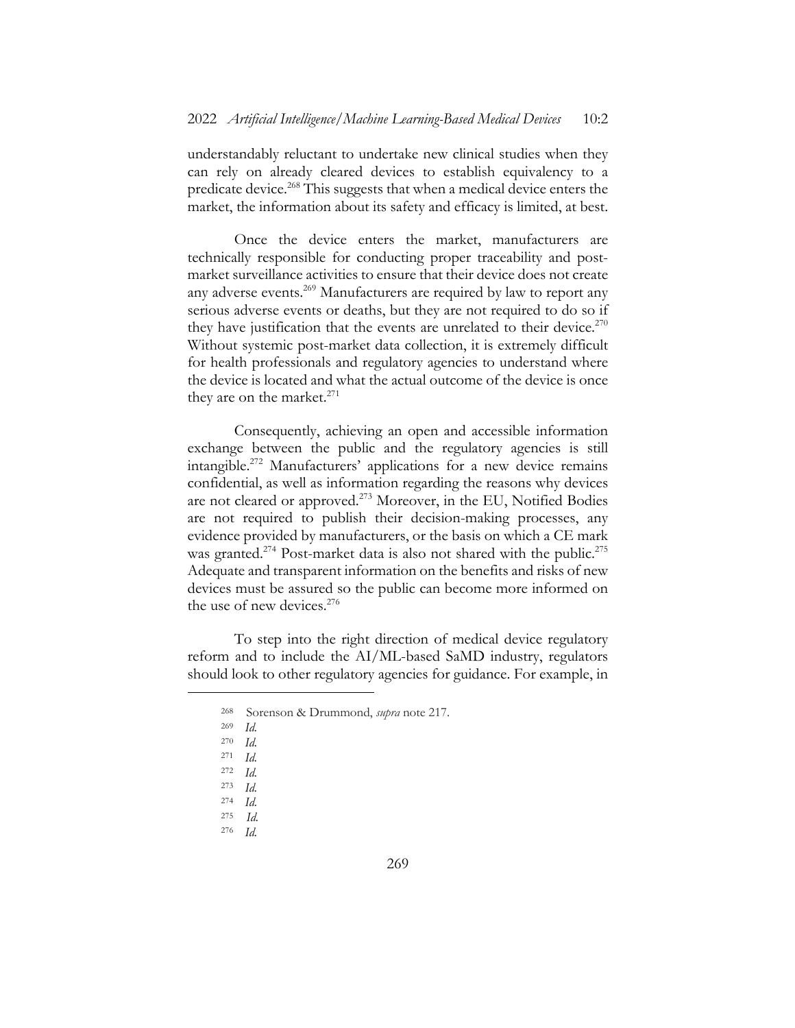understandably reluctant to undertake new clinical studies when they can rely on already cleared devices to establish equivalency to a predicate device.[268] This suggests that when a medical device enters the market, the information about its safety and efficacy is limited, at best.

Once the device enters the market, manufacturers are technically responsible for conducting proper traceability and post-market surveillance activities to ensure that their device does not create any adverse events.[269] Manufacturers are required by law to report any serious adverse events or deaths, but they are not required to do so if they have justification that the events are unrelated to their device.[270] Without systemic post-market data collection, it is extremely difficult for health professionals and regulatory agencies to understand where the device is located and what the actual outcome of the device is once they are on the market.[271]

Consequently, achieving an open and accessible information exchange between the public and the regulatory agencies is still intangible.[272] Manufacturers' applications for a new device remains confidential, as well as information regarding the reasons why devices are not cleared or approved.[273] Moreover, in the EU, Notified Bodies are not required to publish their decision-making processes, any evidence provided by manufacturers, or the basis on which a CE mark was granted.[274] Post-market data is also not shared with the public.[275] Adequate and transparent information on the benefits and risks of new devices must be assured so the public can become more informed on the use of new devices.[276]

To step into the right direction of medical device regulatory reform and to include the AI/ML-based SaMD industry, regulators should look to other regulatory agencies for guidance. For example, in

---

[268] Sorenson & Drummond, *supra* note 217.

[269] *Id.*

[270] *Id.*

[271] *Id.*

[272] *Id.*

[273] *Id.*

[274] *Id.*

[275] *Id.*

[276] *Id.*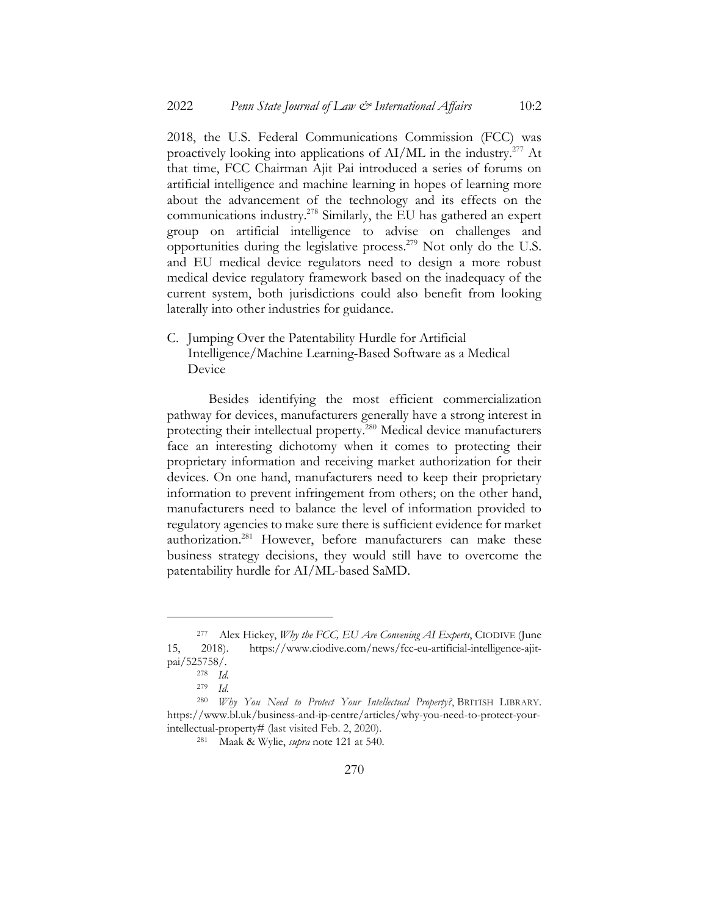2018, the U.S. Federal Communications Commission (FCC) was proactively looking into applications of AI/ML in the industry.[277] At that time, FCC Chairman Ajit Pai introduced a series of forums on artificial intelligence and machine learning in hopes of learning more about the advancement of the technology and its effects on the communications industry.[278] Similarly, the EU has gathered an expert group on artificial intelligence to advise on challenges and opportunities during the legislative process.[279] Not only do the U.S. and EU medical device regulators need to design a more robust medical device regulatory framework based on the inadequacy of the current system, both jurisdictions could also benefit from looking laterally into other industries for guidance.

### C. Jumping Over the Patentability Hurdle for Artificial Intelligence/Machine Learning-Based Software as a Medical Device

Besides identifying the most efficient commercialization pathway for devices, manufacturers generally have a strong interest in protecting their intellectual property.[280] Medical device manufacturers face an interesting dichotomy when it comes to protecting their proprietary information and receiving market authorization for their devices. On one hand, manufacturers need to keep their proprietary information to prevent infringement from others; on the other hand, manufacturers need to balance the level of information provided to regulatory agencies to make sure there is sufficient evidence for market authorization.[281] However, before manufacturers can make these business strategy decisions, they would still have to overcome the patentability hurdle for AI/ML-based SaMD.

---

[277] Alex Hickey, *Why the FCC, EU Are Convening AI Experts*, CIODIVE (June 15, 2018). https://www.ciodive.com/news/fcc-eu-artificial-intelligence-ajit-pai/525758/.

[278] *Id.*

[279] *Id.*

[280] *Why You Need to Protect Your Intellectual Property?*, BRITISH LIBRARY. https://www.bl.uk/business-and-ip-centre/articles/why-you-need-to-protect-your-intellectual-property# (last visited Feb. 2, 2020).

[281] Maak & Wylie, *supra* note 121 at 540.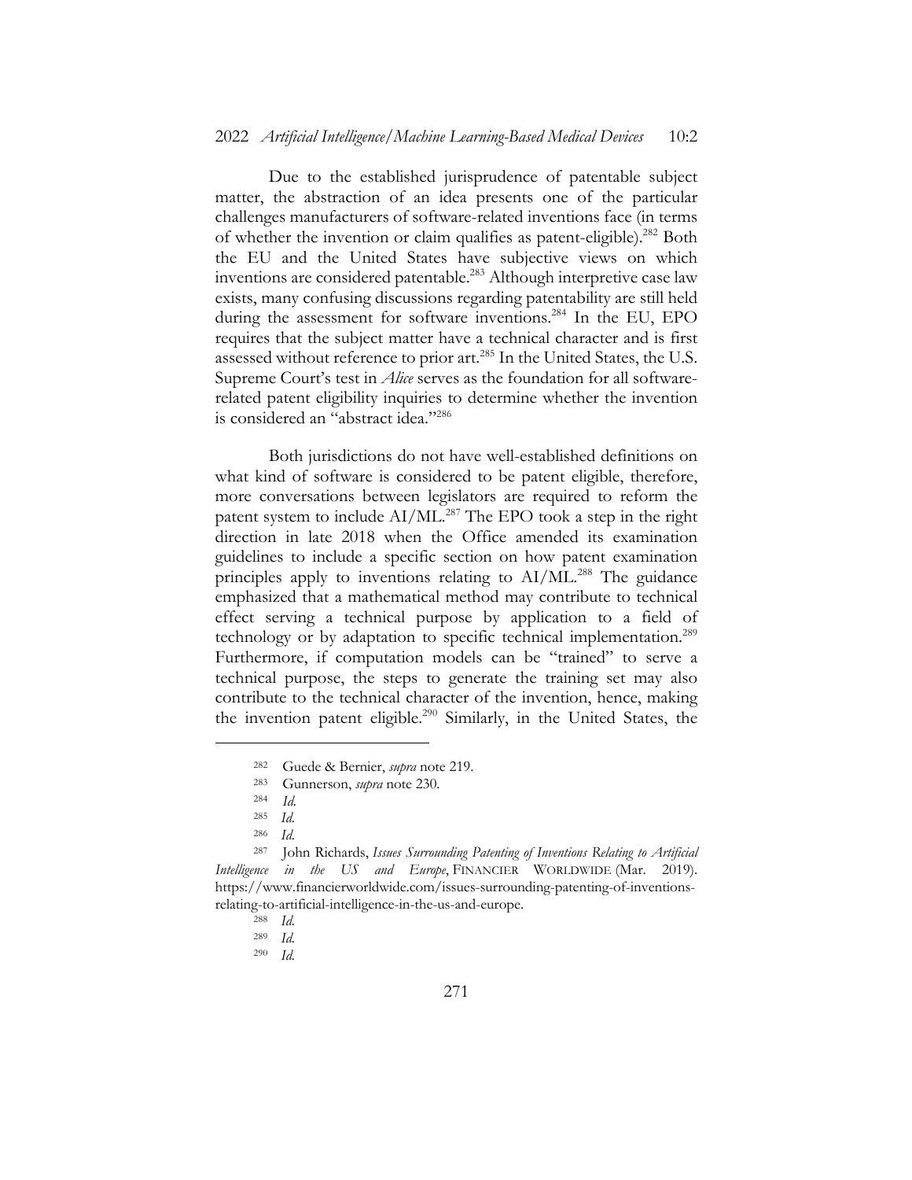Due to the established jurisprudence of patentable subject matter, the abstraction of an idea presents one of the particular challenges manufacturers of software-related inventions face (in terms of whether the invention or claim qualifies as patent-eligible).[282] Both the EU and the United States have subjective views on which inventions are considered patentable.[283] Although interpretive case law exists, many confusing discussions regarding patentability are still held during the assessment for software inventions.[284] In the EU, EPO requires that the subject matter have a technical character and is first assessed without reference to prior art.[285] In the United States, the U.S. Supreme Court's test in *Alice* serves as the foundation for all software-related patent eligibility inquiries to determine whether the invention is considered an "abstract idea."[286]

Both jurisdictions do not have well-established definitions on what kind of software is considered to be patent eligible, therefore, more conversations between legislators are required to reform the patent system to include AI/ML.[287] The EPO took a step in the right direction in late 2018 when the Office amended its examination guidelines to include a specific section on how patent examination principles apply to inventions relating to AI/ML.[288] The guidance emphasized that a mathematical method may contribute to technical effect serving a technical purpose by application to a field of technology or by adaptation to specific technical implementation.[289] Furthermore, if computation models can be "trained" to serve a technical purpose, the steps to generate the training set may also contribute to the technical character of the invention, hence, making the invention patent eligible.[290] Similarly, in the United States, the

---

[282] Guede & Bernier, *supra* note 219.

[283] Gunnerson, *supra* note 230.

[284] *Id.*

[285] *Id.*

[286] *Id.*

[287] John Richards, *Issues Surrounding Patenting of Inventions Relating to Artificial Intelligence in the US and Europe*, FINANCIER WORLDWIDE (Mar. 2019). https://www.financierworldwide.com/issues-surrounding-patenting-of-inventions-relating-to-artificial-intelligence-in-the-us-and-europe.

[288] *Id.*

[289] *Id.*

[290] *Id.*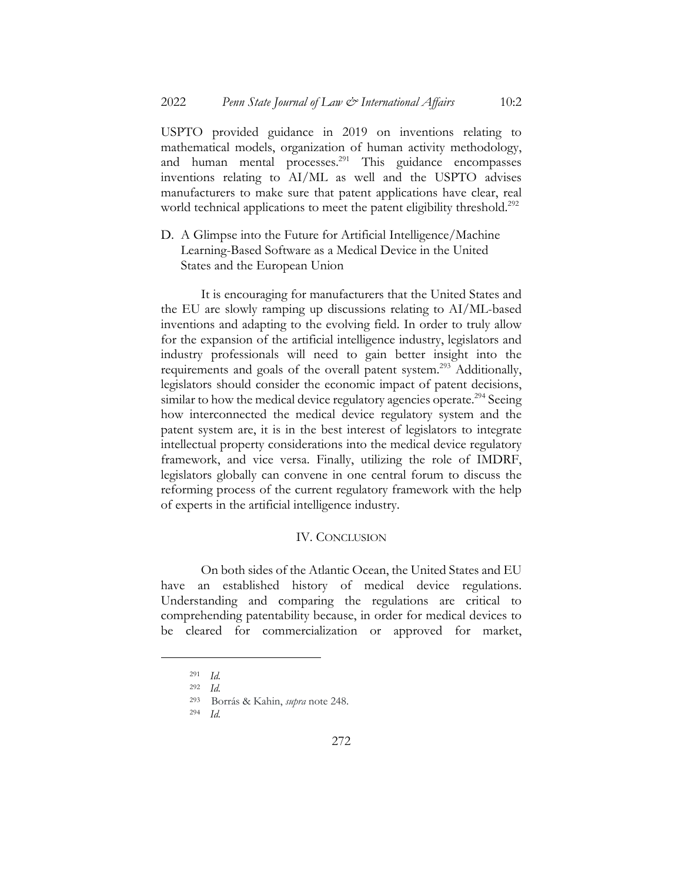USPTO provided guidance in 2019 on inventions relating to mathematical models, organization of human activity methodology, and human mental processes.[291] This guidance encompasses inventions relating to AI/ML as well and the USPTO advises manufacturers to make sure that patent applications have clear, real world technical applications to meet the patent eligibility threshold.[292]

### D. A Glimpse into the Future for Artificial Intelligence/Machine Learning-Based Software as a Medical Device in the United States and the European Union

It is encouraging for manufacturers that the United States and the EU are slowly ramping up discussions relating to AI/ML-based inventions and adapting to the evolving field. In order to truly allow for the expansion of the artificial intelligence industry, legislators and industry professionals will need to gain better insight into the requirements and goals of the overall patent system.[293] Additionally, legislators should consider the economic impact of patent decisions, similar to how the medical device regulatory agencies operate.[294] Seeing how interconnected the medical device regulatory system and the patent system are, it is in the best interest of legislators to integrate intellectual property considerations into the medical device regulatory framework, and vice versa. Finally, utilizing the role of IMDRF, legislators globally can convene in one central forum to discuss the reforming process of the current regulatory framework with the help of experts in the artificial intelligence industry.

## IV. Conclusion

On both sides of the Atlantic Ocean, the United States and EU have an established history of medical device regulations. Understanding and comparing the regulations are critical to comprehending patentability because, in order for medical devices to be cleared for commercialization or approved for market,

---

[291] *Id.*

[292] *Id.*

[293] Borrás & Kahin, *supra* note 248.

[294] *Id.*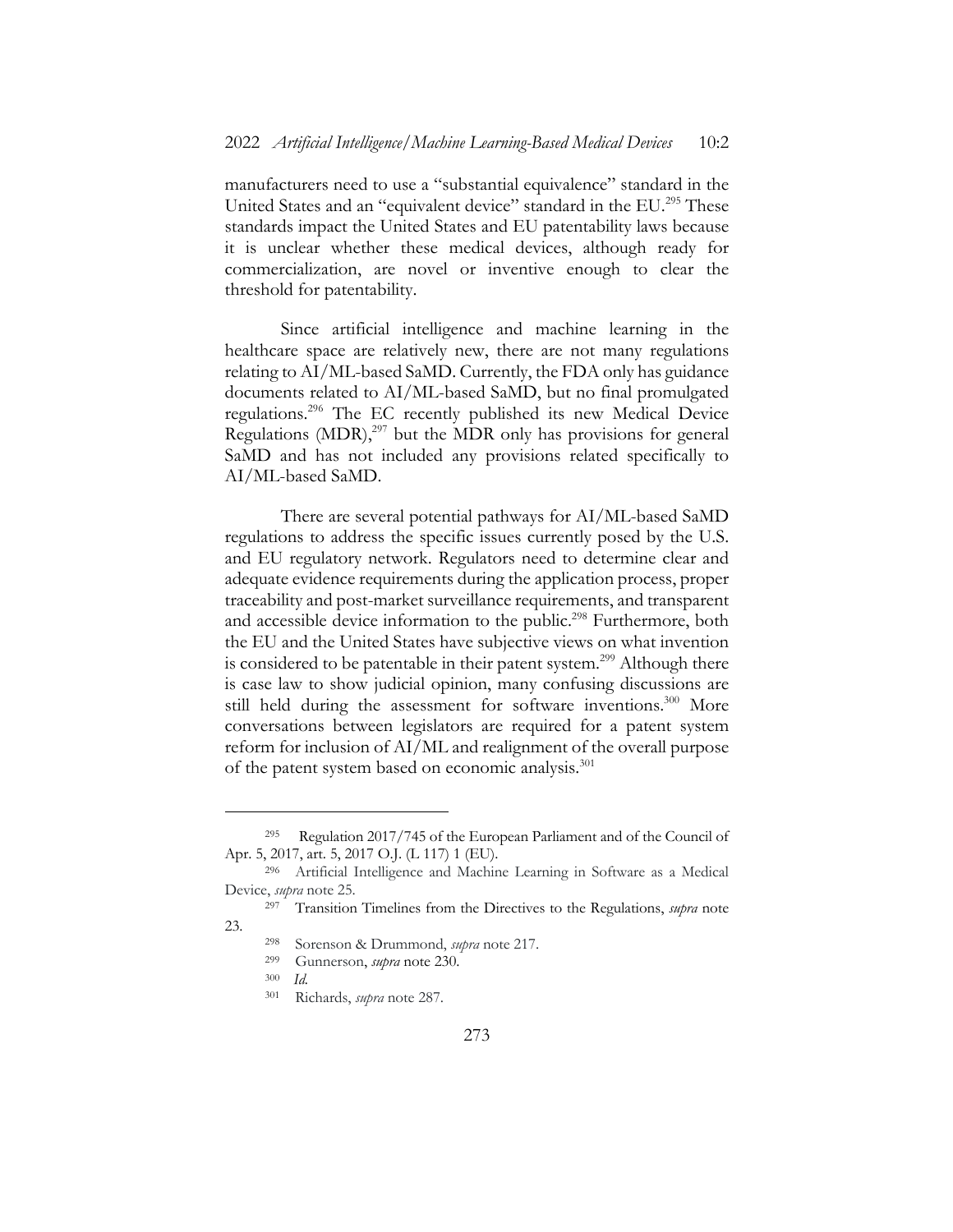manufacturers need to use a "substantial equivalence" standard in the United States and an "equivalent device" standard in the EU.[295] These standards impact the United States and EU patentability laws because it is unclear whether these medical devices, although ready for commercialization, are novel or inventive enough to clear the threshold for patentability.

Since artificial intelligence and machine learning in the healthcare space are relatively new, there are not many regulations relating to AI/ML-based SaMD. Currently, the FDA only has guidance documents related to AI/ML-based SaMD, but no final promulgated regulations.[296] The EC recently published its new Medical Device Regulations (MDR),[297] but the MDR only has provisions for general SaMD and has not included any provisions related specifically to AI/ML-based SaMD.

There are several potential pathways for AI/ML-based SaMD regulations to address the specific issues currently posed by the U.S. and EU regulatory network. Regulators need to determine clear and adequate evidence requirements during the application process, proper traceability and post-market surveillance requirements, and transparent and accessible device information to the public.[298] Furthermore, both the EU and the United States have subjective views on what invention is considered to be patentable in their patent system.[299] Although there is case law to show judicial opinion, many confusing discussions are still held during the assessment for software inventions.[300] More conversations between legislators are required for a patent system reform for inclusion of AI/ML and realignment of the overall purpose of the patent system based on economic analysis.[301]

---

[295] Regulation 2017/745 of the European Parliament and of the Council of Apr. 5, 2017, art. 5, 2017 O.J. (L 117) 1 (EU).

[296] Artificial Intelligence and Machine Learning in Software as a Medical Device, *supra* note 25.

[297] Transition Timelines from the Directives to the Regulations, *supra* note 23.

[298] Sorenson & Drummond, *supra* note 217.

[299] Gunnerson, *supra* note 230.

[300] *Id.*

[301] Richards, *supra* note 287.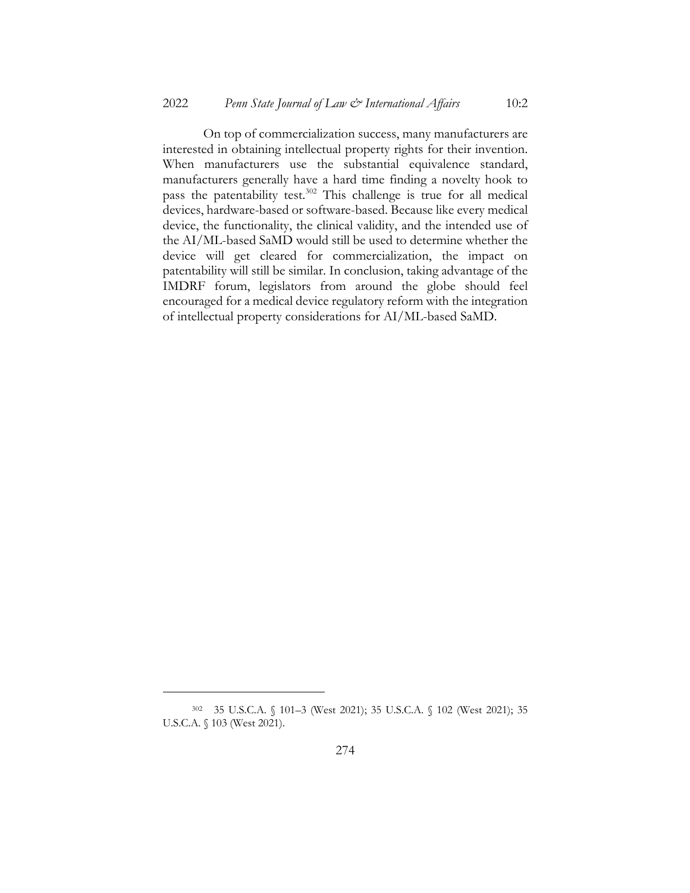On top of commercialization success, many manufacturers are interested in obtaining intellectual property rights for their invention. When manufacturers use the substantial equivalence standard, manufacturers generally have a hard time finding a novelty hook to pass the patentability test.[302] This challenge is true for all medical devices, hardware-based or software-based. Because like every medical device, the functionality, the clinical validity, and the intended use of the AI/ML-based SaMD would still be used to determine whether the device will get cleared for commercialization, the impact on patentability will still be similar. In conclusion, taking advantage of the IMDRF forum, legislators from around the globe should feel encouraged for a medical device regulatory reform with the integration of intellectual property considerations for AI/ML-based SaMD.

---

[302] 35 U.S.C.A. § 101–3 (West 2021); 35 U.S.C.A. § 102 (West 2021); 35 U.S.C.A. § 103 (West 2021).